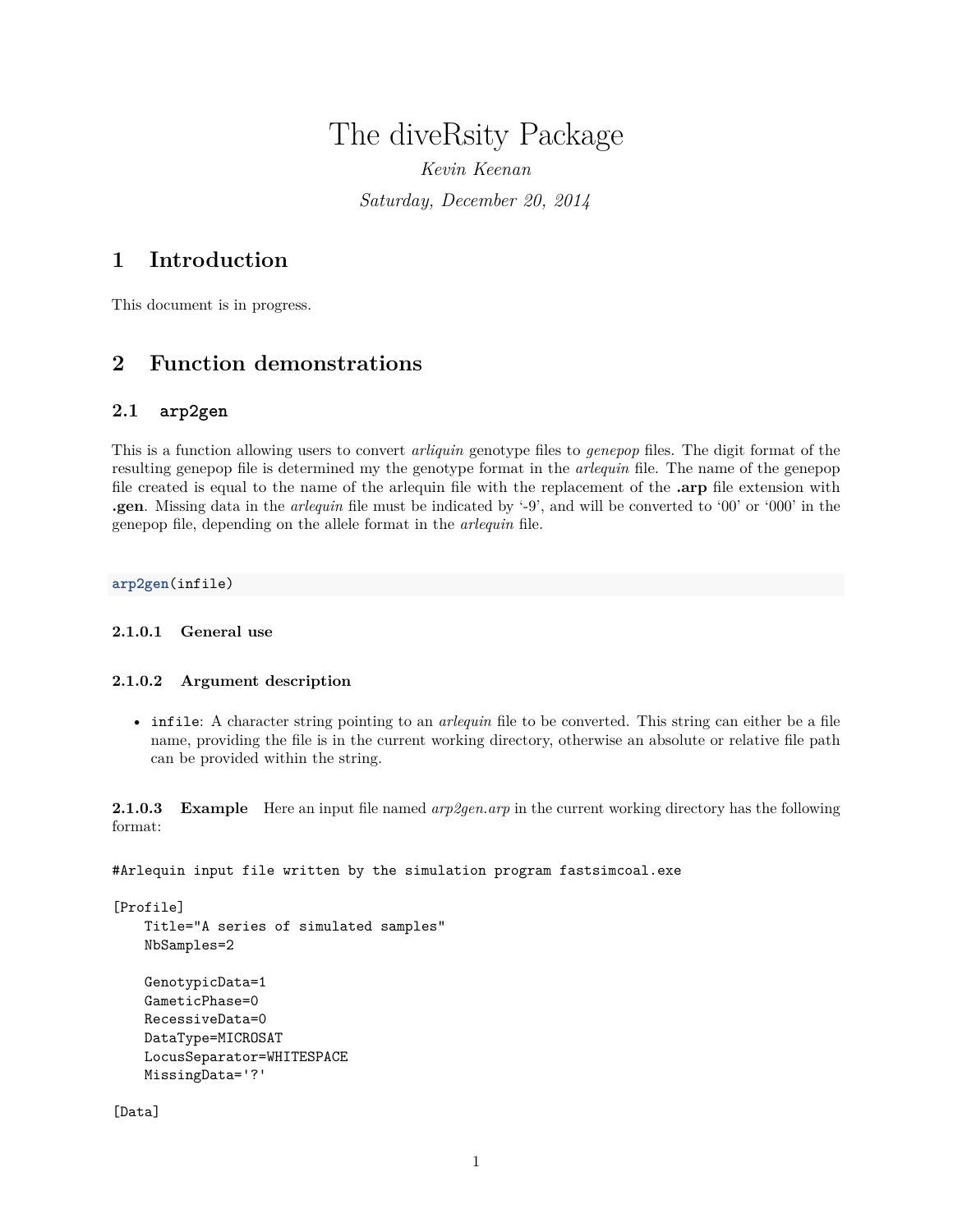# The diveRsity Package

*Kevin Keenan*

*Saturday, December 20, 2014*

## 1 Introduction

This document is in progress.

## 2 Function demonstrations

### 2.1 arp2gen

This is a function allowing users to convert *arliquin* genotype files to *genepop* files. The digit format of the resulting genepop file is determined my the genotype format in the *arlequin* file. The name of the genepop file created is equal to the name of the arlequin file with the replacement of the **.arp** file extension with **.gen**. Missing data in the *arlequin* file must be indicated by '-9', and will be converted to '00' or '000' in the genepop file, depending on the allele format in the *arlequin* file.

```
arp2gen(infile)
```

#### 2.1.0.1 General use

#### 2.1.0.2 Argument description

- `infile`: A character string pointing to an *arlequin* file to be converted. This string can either be a file name, providing the file is in the current working directory, otherwise an absolute or relative file path can be provided within the string.

**2.1.0.3 Example** Here an input file named *arp2gen.arp* in the current working directory has the following format:

```
#Arlequin input file written by the simulation program fastsimcoal.exe

[Profile]
    Title="A series of simulated samples"
    NbSamples=2

    GenotypicData=1
    GameticPhase=0
    RecessiveData=0
    DataType=MICROSAT
    LocusSeparator=WHITESPACE
    MissingData='?'

[Data]
```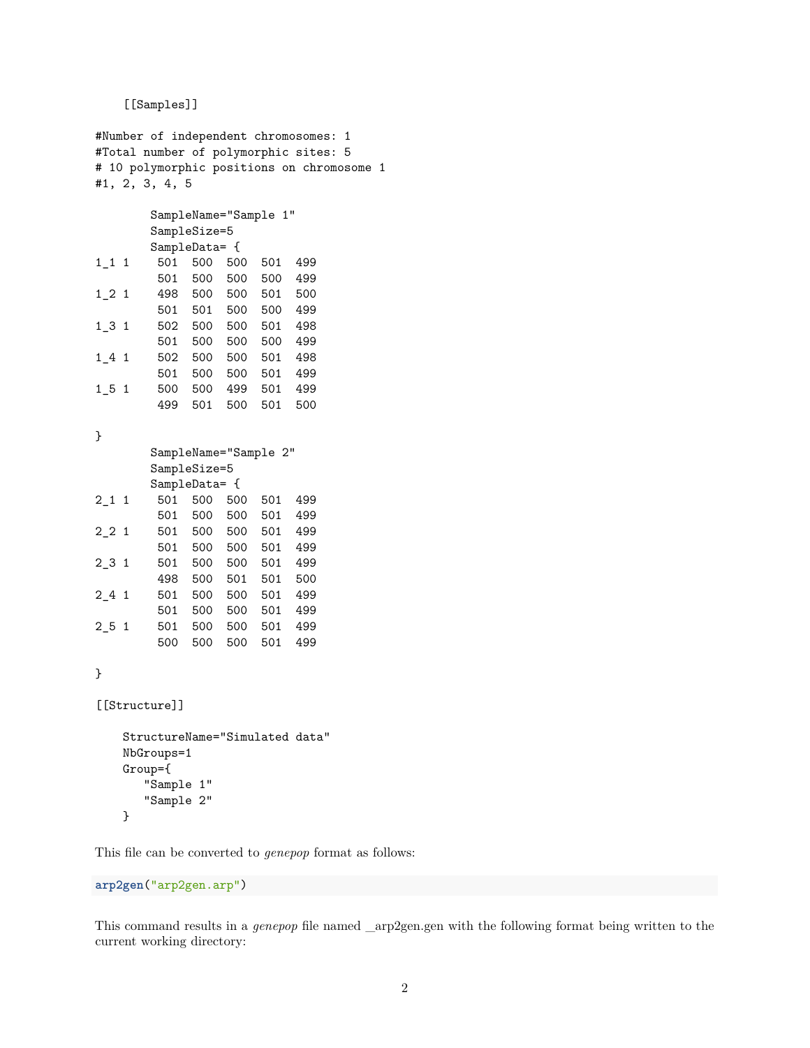```
    [[Samples]]

#Number of independent chromosomes: 1
#Total number of polymorphic sites: 5
# 10 polymorphic positions on chromosome 1
#1, 2, 3, 4, 5

        SampleName="Sample 1"
        SampleSize=5
        SampleData= {
1_1 1    501  500  500  501  499
         501  500  500  500  499
1_2 1    498  500  500  501  500
         501  501  500  500  499
1_3 1    502  500  500  501  498
         501  500  500  500  499
1_4 1    502  500  500  501  498
         501  500  500  501  499
1_5 1    500  500  499  501  499
         499  501  500  501  500

}
        SampleName="Sample 2"
        SampleSize=5
        SampleData= {
2_1 1    501  500  500  501  499
         501  500  500  501  499
2_2 1    501  500  500  501  499
         501  500  500  501  499
2_3 1    501  500  500  501  499
         498  500  501  501  500
2_4 1    501  500  500  501  499
         501  500  500  501  499
2_5 1    501  500  500  501  499
         500  500  500  501  499

}

[[Structure]]

    StructureName="Simulated data"
    NbGroups=1
    Group={
       "Sample 1"
       "Sample 2"
    }
```

This file can be converted to *genepop* format as follows:

```
arp2gen("arp2gen.arp")
```

This command results in a *genepop* file named _arp2gen.gen with the following format being written to the current working directory: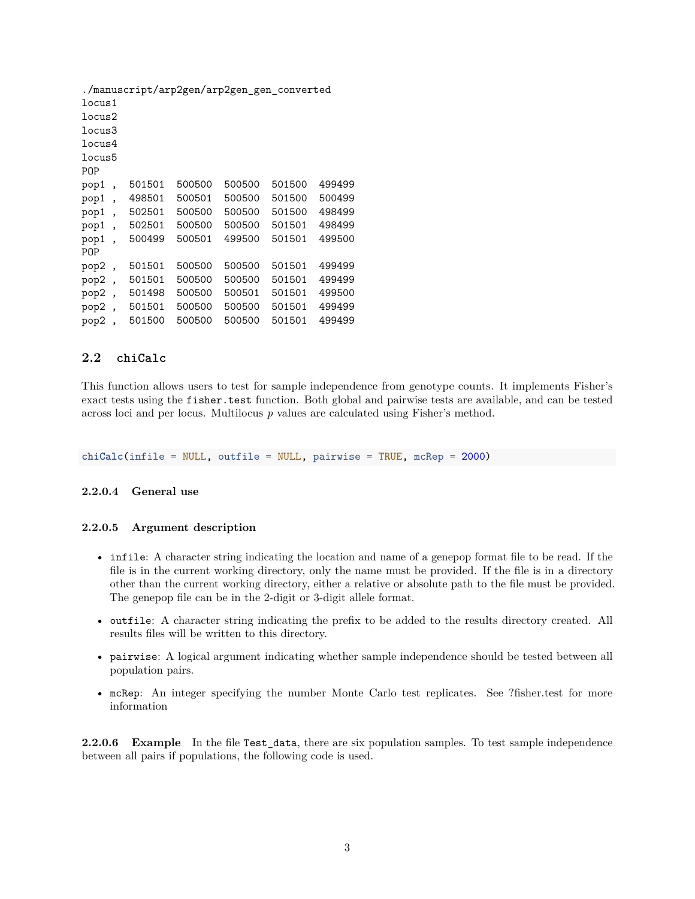```
./manuscript/arp2gen/arp2gen_gen_converted
locus1
locus2
locus3
locus4
locus5
POP
pop1 ,  501501  500500  500500  501500  499499
pop1 ,  498501  500501  500500  501500  500499
pop1 ,  502501  500500  500500  501500  498499
pop1 ,  502501  500500  500500  501501  498499
pop1 ,  500499  500501  499500  501501  499500
POP
pop2 ,  501501  500500  500500  501501  499499
pop2 ,  501501  500500  500500  501501  499499
pop2 ,  501498  500500  500501  501501  499500
pop2 ,  501501  500500  500500  501501  499499
pop2 ,  501500  500500  500500  501501  499499
```

## 2.2 chiCalc

This function allows users to test for sample independence from genotype counts. It implements Fisher's exact tests using the `fisher.test` function. Both global and pairwise tests are available, and can be tested across loci and per locus. Multilocus *p* values are calculated using Fisher's method.

```
chiCalc(infile = NULL, outfile = NULL, pairwise = TRUE, mcRep = 2000)
```

#### 2.2.0.4 General use

#### 2.2.0.5 Argument description

- `infile`: A character string indicating the location and name of a genepop format file to be read. If the file is in the current working directory, only the name must be provided. If the file is in a directory other than the current working directory, either a relative or absolute path to the file must be provided. The genepop file can be in the 2-digit or 3-digit allele format.
- `outfile`: A character string indicating the prefix to be added to the results directory created. All results files will be written to this directory.
- `pairwise`: A logical argument indicating whether sample independence should be tested between all population pairs.
- `mcRep`: An integer specifying the number Monte Carlo test replicates. See ?fisher.test for more information

**2.2.0.6 Example** In the file `Test_data`, there are six population samples. To test sample independence between all pairs if populations, the following code is used.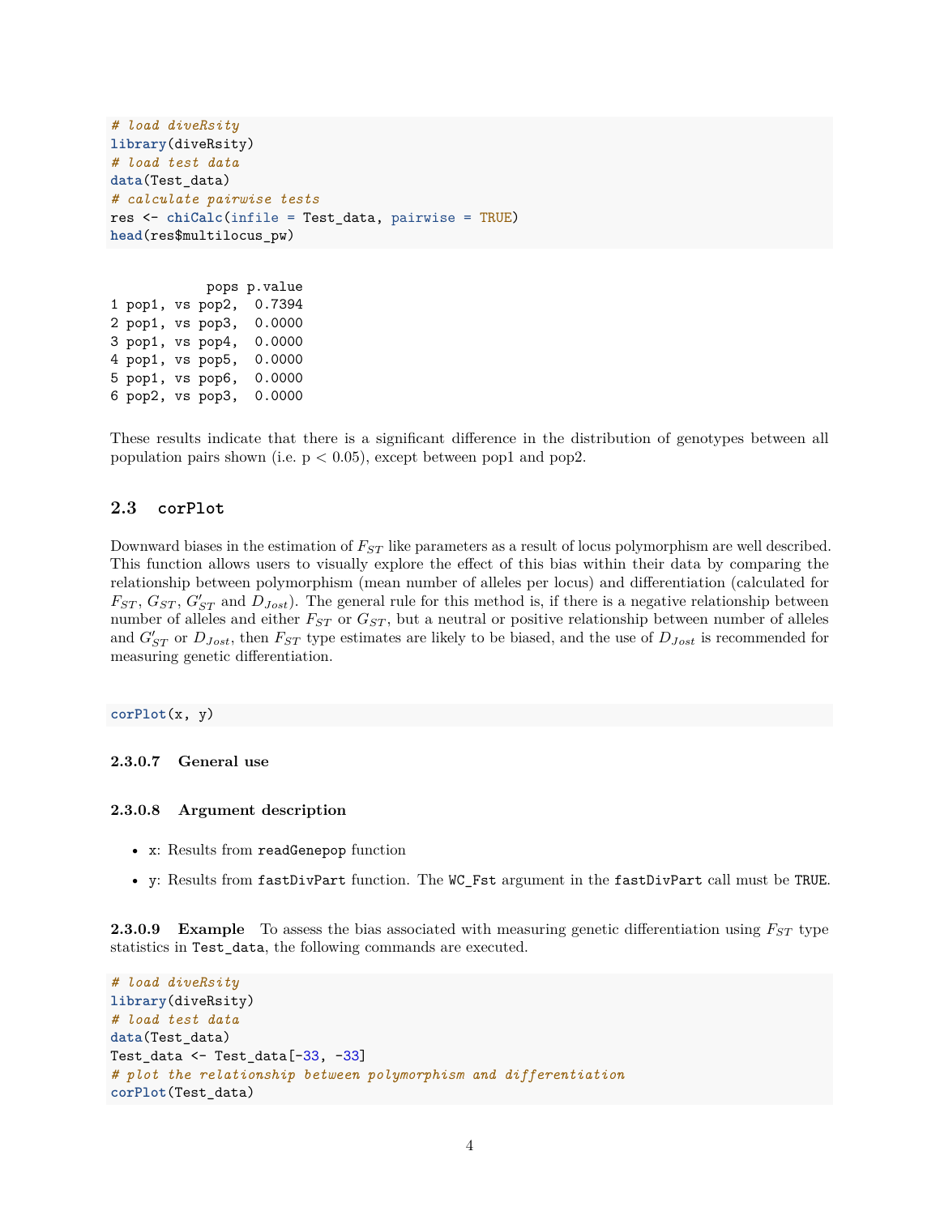```r
# load diveRsity
library(diveRsity)
# load test data
data(Test_data)
# calculate pairwise tests
res <- chiCalc(infile = Test_data, pairwise = TRUE)
head(res$multilocus_pw)
```

```
           pops p.value
1 pop1, vs pop2,  0.7394
2 pop1, vs pop3,  0.0000
3 pop1, vs pop4,  0.0000
4 pop1, vs pop5,  0.0000
5 pop1, vs pop6,  0.0000
6 pop2, vs pop3,  0.0000
```

These results indicate that there is a significant difference in the distribution of genotypes between all population pairs shown (i.e. p < 0.05), except between pop1 and pop2.

## 2.3 corPlot

Downward biases in the estimation of $F_{ST}$ like parameters as a result of locus polymorphism are well described. This function allows users to visually explore the effect of this bias within their data by comparing the relationship between polymorphism (mean number of alleles per locus) and differentiation (calculated for $F_{ST}$, $G_{ST}$, $G'_{ST}$ and $D_{Jost}$). The general rule for this method is, if there is a negative relationship between number of alleles and either $F_{ST}$ or $G_{ST}$, but a neutral or positive relationship between number of alleles and $G'_{ST}$ or $D_{Jost}$, then $F_{ST}$ type estimates are likely to be biased, and the use of $D_{Jost}$ is recommended for measuring genetic differentiation.

```r
corPlot(x, y)
```

#### 2.3.0.7 General use

#### 2.3.0.8 Argument description

- x: Results from `readGenepop` function
- y: Results from `fastDivPart` function. The `WC_Fst` argument in the `fastDivPart` call must be `TRUE`.

**2.3.0.9 Example** To assess the bias associated with measuring genetic differentiation using $F_{ST}$ type statistics in `Test_data`, the following commands are executed.

```r
# load diveRsity
library(diveRsity)
# load test data
data(Test_data)
Test_data <- Test_data[-33, -33]
# plot the relationship between polymorphism and differentiation
corPlot(Test_data)
```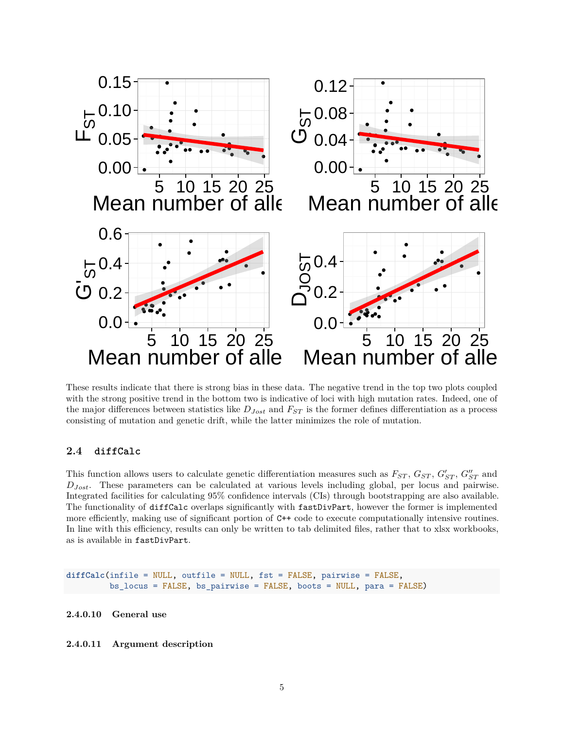$F_{ST}$

0.15
0.10
0.05
0.00

5 10 15 20 25

Mean number of alle

$G_{ST}$

0.12
0.08
0.04
0.00

5 10 15 20 25

Mean number of alle

$G'_{ST}$

0.6
0.4
0.2
0.0

5 10 15 20 25

Mean number of alle

$D_{JOST}$

0.4
0.2
0.0

5 10 15 20 25

Mean number of alle

These results indicate that there is strong bias in these data. The negative trend in the top two plots coupled with the strong positive trend in the bottom two is indicative of loci with high mutation rates. Indeed, one of the major differences between statistics like $D_{Jost}$ and $F_{ST}$ is the former defines differentiation as a process consisting of mutation and genetic drift, while the latter minimizes the role of mutation.

### 2.4 diffCalc

This function allows users to calculate genetic differentiation measures such as $F_{ST}$, $G_{ST}$, $G'_{ST}$, $G''_{ST}$ and $D_{Jost}$. These parameters can be calculated at various levels including global, per locus and pairwise. Integrated facilities for calculating 95% confidence intervals (CIs) through bootstrapping are also available. The functionality of `diffCalc` overlaps significantly with `fastDivPart`, however the former is implemented more efficiently, making use of significant portion of `C++` code to execute computationally intensive routines. In line with this efficiency, results can only be written to tab delimited files, rather that to xlsx workbooks, as is available in `fastDivPart`.

```
diffCalc(infile = NULL, outfile = NULL, fst = FALSE, pairwise = FALSE,
         bs_locus = FALSE, bs_pairwise = FALSE, boots = NULL, para = FALSE)
```

##### 2.4.0.10 General use

##### 2.4.0.11 Argument description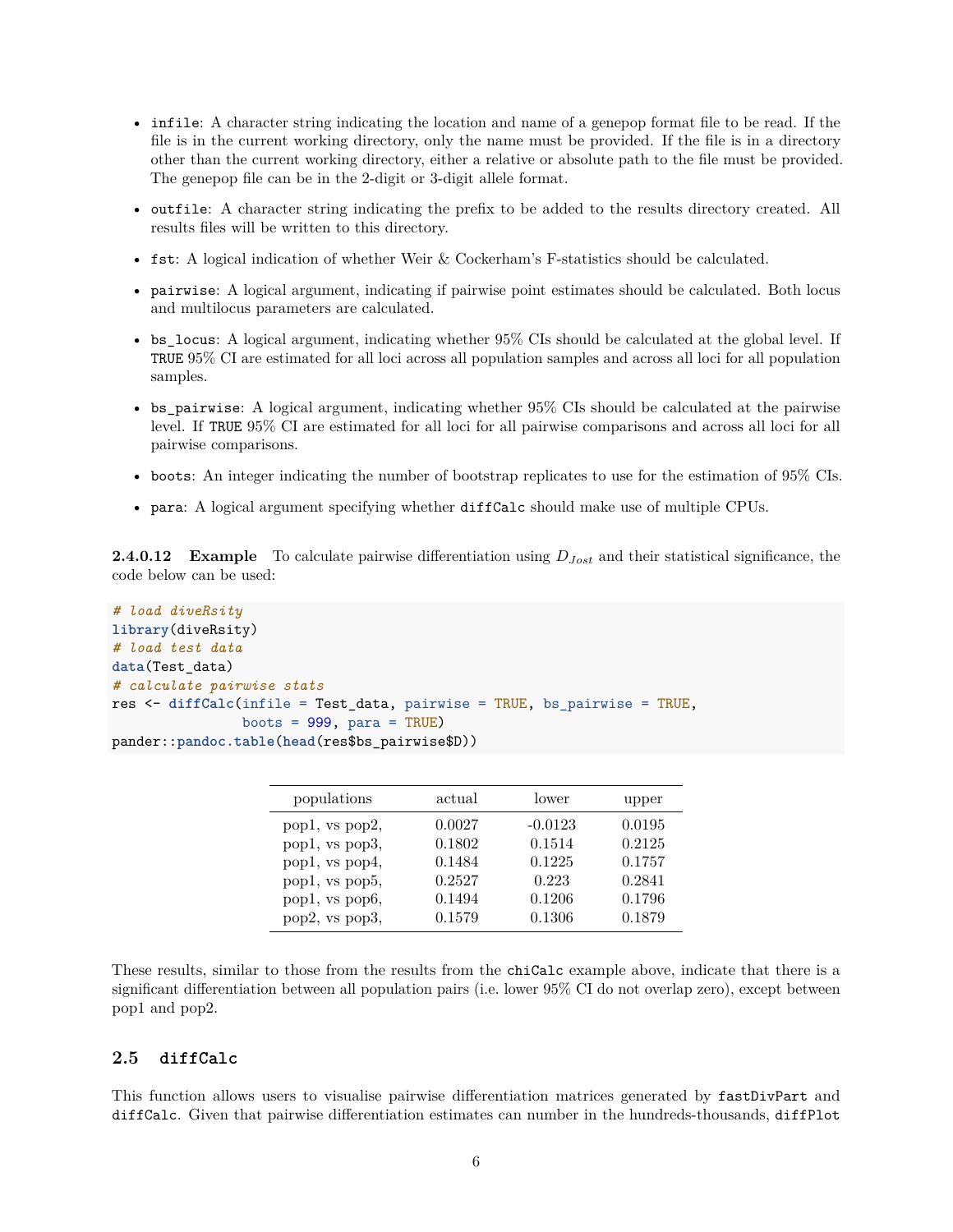- `infile`: A character string indicating the location and name of a genepop format file to be read. If the file is in the current working directory, only the name must be provided. If the file is in a directory other than the current working directory, either a relative or absolute path to the file must be provided. The genepop file can be in the 2-digit or 3-digit allele format.
- `outfile`: A character string indicating the prefix to be added to the results directory created. All results files will be written to this directory.
- `fst`: A logical indication of whether Weir & Cockerham's F-statistics should be calculated.
- `pairwise`: A logical argument, indicating if pairwise point estimates should be calculated. Both locus and multilocus parameters are calculated.
- `bs_locus`: A logical argument, indicating whether 95% CIs should be calculated at the global level. If `TRUE` 95% CI are estimated for all loci across all population samples and across all loci for all population samples.
- `bs_pairwise`: A logical argument, indicating whether 95% CIs should be calculated at the pairwise level. If `TRUE` 95% CI are estimated for all loci for all pairwise comparisons and across all loci for all pairwise comparisons.
- `boots`: An integer indicating the number of bootstrap replicates to use for the estimation of 95% CIs.
- `para`: A logical argument specifying whether `diffCalc` should make use of multiple CPUs.

**2.4.0.12 Example** To calculate pairwise differentiation using $D_{Jost}$ and their statistical significance, the code below can be used:

```
# load diveRsity
library(diveRsity)
# load test data
data(Test_data)
# calculate pairwise stats
res <- diffCalc(infile = Test_data, pairwise = TRUE, bs_pairwise = TRUE,
                boots = 999, para = TRUE)
pander::pandoc.table(head(res$bs_pairwise$D))
```

| populations | actual | lower | upper |
|---|---|---|---|
| pop1, vs pop2, | 0.0027 | -0.0123 | 0.0195 |
| pop1, vs pop3, | 0.1802 | 0.1514 | 0.2125 |
| pop1, vs pop4, | 0.1484 | 0.1225 | 0.1757 |
| pop1, vs pop5, | 0.2527 | 0.223 | 0.2841 |
| pop1, vs pop6, | 0.1494 | 0.1206 | 0.1796 |
| pop2, vs pop3, | 0.1579 | 0.1306 | 0.1879 |

These results, similar to those from the results from the `chiCalc` example above, indicate that there is a significant differentiation between all population pairs (i.e. lower 95% CI do not overlap zero), except between pop1 and pop2.

## 2.5 `diffCalc`

This function allows users to visualise pairwise differentiation matrices generated by `fastDivPart` and `diffCalc`. Given that pairwise differentiation estimates can number in the hundreds-thousands, `diffPlot`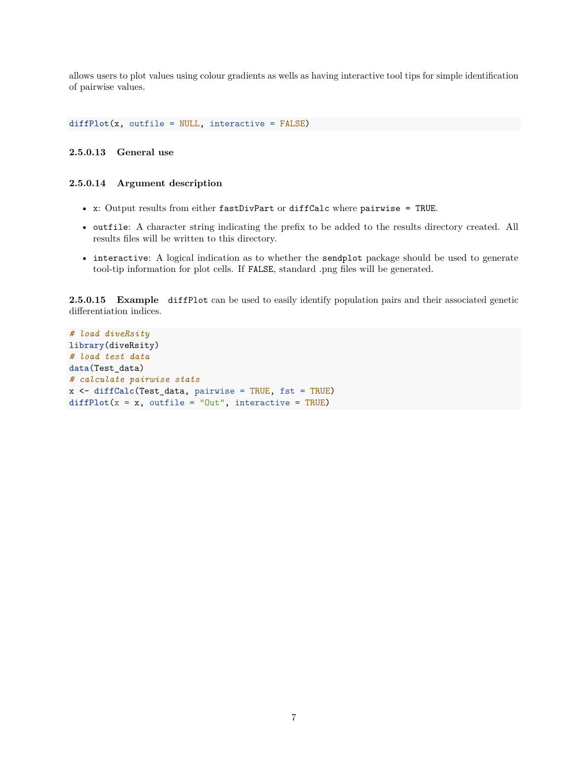allows users to plot values using colour gradients as wells as having interactive tool tips for simple identification of pairwise values.

```
diffPlot(x, outfile = NULL, interactive = FALSE)
```

#### 2.5.0.13 General use

#### 2.5.0.14 Argument description

- `x`: Output results from either `fastDivPart` or `diffCalc` where `pairwise = TRUE`.
- `outfile`: A character string indicating the prefix to be added to the results directory created. All results files will be written to this directory.
- `interactive`: A logical indication as to whether the `sendplot` package should be used to generate tool-tip information for plot cells. If `FALSE`, standard .png files will be generated.

#### 2.5.0.15 Example

`diffPlot` can be used to easily identify population pairs and their associated genetic differentiation indices.

```
# load diveRsity
library(diveRsity)
# load test data
data(Test_data)
# calculate pairwise stats
x <- diffCalc(Test_data, pairwise = TRUE, fst = TRUE)
diffPlot(x = x, outfile = "Out", interactive = TRUE)
```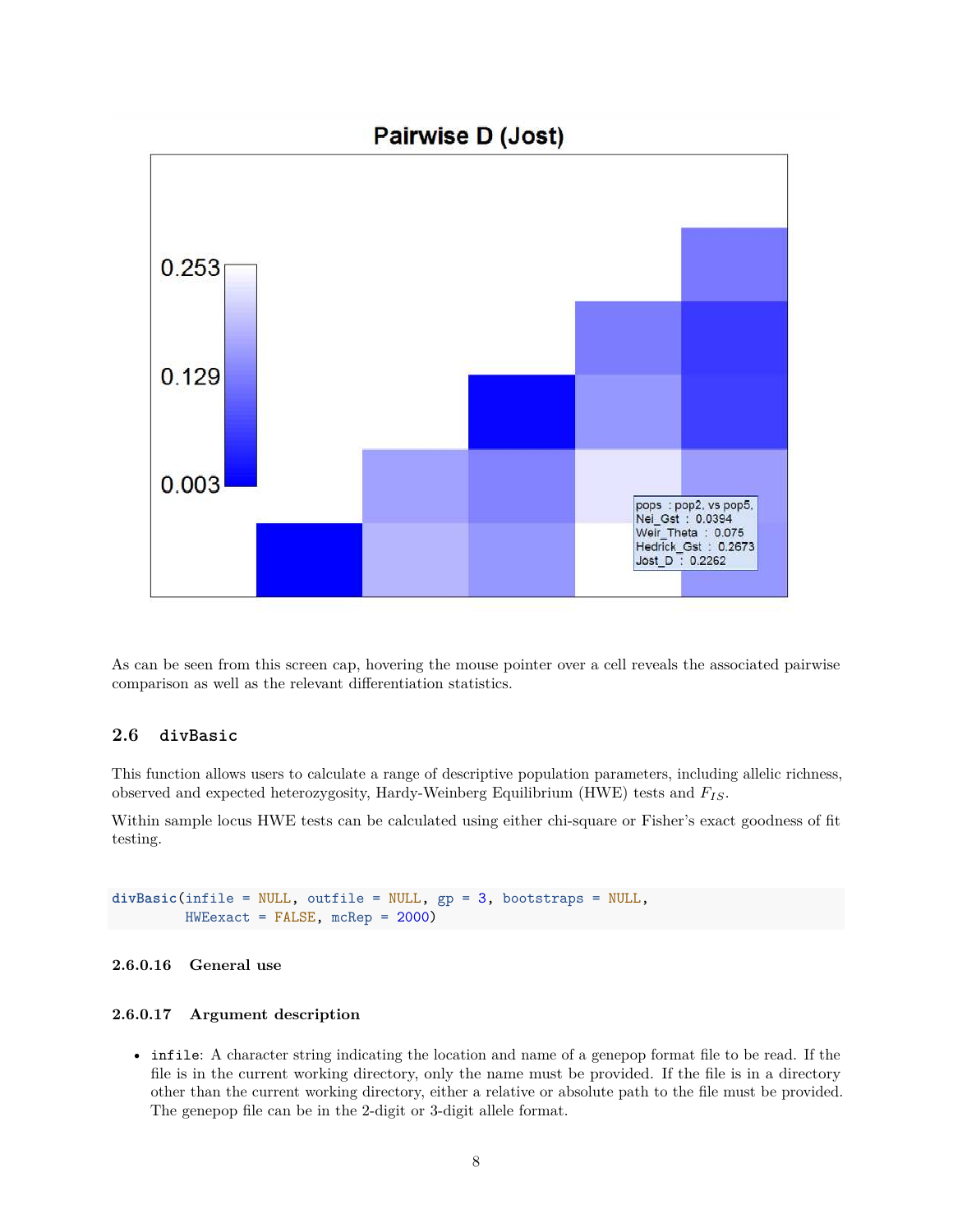Pairwise D (Jost)

0.253

0.129

0.003

pops : pop2, vs pop5,
Nei_Gst : 0.0394
Weir_Theta : 0.075
Hedrick_Gst : 0.2673
Jost_D : 0.2262

As can be seen from this screen cap, hovering the mouse pointer over a cell reveals the associated pairwise comparison as well as the relevant differentiation statistics.

## 2.6 `divBasic`

This function allows users to calculate a range of descriptive population parameters, including allelic richness, observed and expected heterozygosity, Hardy-Weinberg Equilibrium (HWE) tests and $F_{IS}$.

Within sample locus HWE tests can be calculated using either chi-square or Fisher's exact goodness of fit testing.

```
divBasic(infile = NULL, outfile = NULL, gp = 3, bootstraps = NULL,
         HWEexact = FALSE, mcRep = 2000)
```

#### 2.6.0.16 General use

#### 2.6.0.17 Argument description

- `infile`: A character string indicating the location and name of a genepop format file to be read. If the file is in the current working directory, only the name must be provided. If the file is in a directory other than the current working directory, either a relative or absolute path to the file must be provided. The genepop file can be in the 2-digit or 3-digit allele format.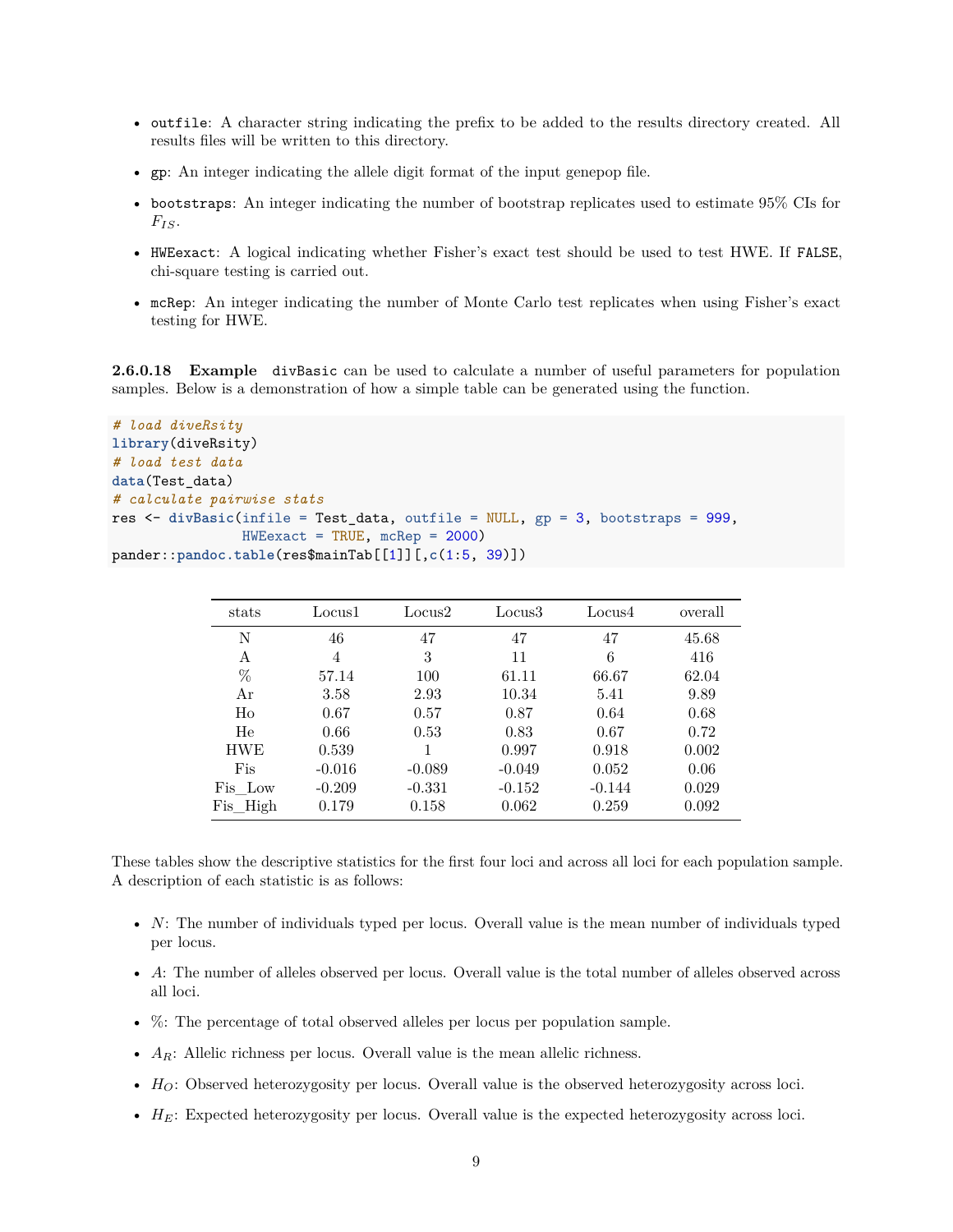- `outfile`: A character string indicating the prefix to be added to the results directory created. All results files will be written to this directory.
- `gp`: An integer indicating the allele digit format of the input genepop file.
- `bootstraps`: An integer indicating the number of bootstrap replicates used to estimate 95% CIs for $F_{IS}$.
- `HWEexact`: A logical indicating whether Fisher's exact test should be used to test HWE. If `FALSE`, chi-square testing is carried out.
- `mcRep`: An integer indicating the number of Monte Carlo test replicates when using Fisher's exact testing for HWE.

**2.6.0.18 Example** `divBasic` can be used to calculate a number of useful parameters for population samples. Below is a demonstration of how a simple table can be generated using the function.

```
# load diveRsity
library(diveRsity)
# load test data
data(Test_data)
# calculate pairwise stats
res <- divBasic(infile = Test_data, outfile = NULL, gp = 3, bootstraps = 999,
                HWEexact = TRUE, mcRep = 2000)
pander::pandoc.table(res$mainTab[[1]][,c(1:5, 39)])
```

| stats | Locus1 | Locus2 | Locus3 | Locus4 | overall |
|---|---|---|---|---|---|
| N | 46 | 47 | 47 | 47 | 45.68 |
| A | 4 | 3 | 11 | 6 | 416 |
| % | 57.14 | 100 | 61.11 | 66.67 | 62.04 |
| Ar | 3.58 | 2.93 | 10.34 | 5.41 | 9.89 |
| Ho | 0.67 | 0.57 | 0.87 | 0.64 | 0.68 |
| He | 0.66 | 0.53 | 0.83 | 0.67 | 0.72 |
| HWE | 0.539 | 1 | 0.997 | 0.918 | 0.002 |
| Fis | -0.016 | -0.089 | -0.049 | 0.052 | 0.06 |
| Fis_Low | -0.209 | -0.331 | -0.152 | -0.144 | 0.029 |
| Fis_High | 0.179 | 0.158 | 0.062 | 0.259 | 0.092 |

These tables show the descriptive statistics for the first four loci and across all loci for each population sample. A description of each statistic is as follows:

- $N$: The number of individuals typed per locus. Overall value is the mean number of individuals typed per locus.
- $A$: The number of alleles observed per locus. Overall value is the total number of alleles observed across all loci.
- %: The percentage of total observed alleles per locus per population sample.
- $A_R$: Allelic richness per locus. Overall value is the mean allelic richness.
- $H_O$: Observed heterozygosity per locus. Overall value is the observed heterozygosity across loci.
- $H_E$: Expected heterozygosity per locus. Overall value is the expected heterozygosity across loci.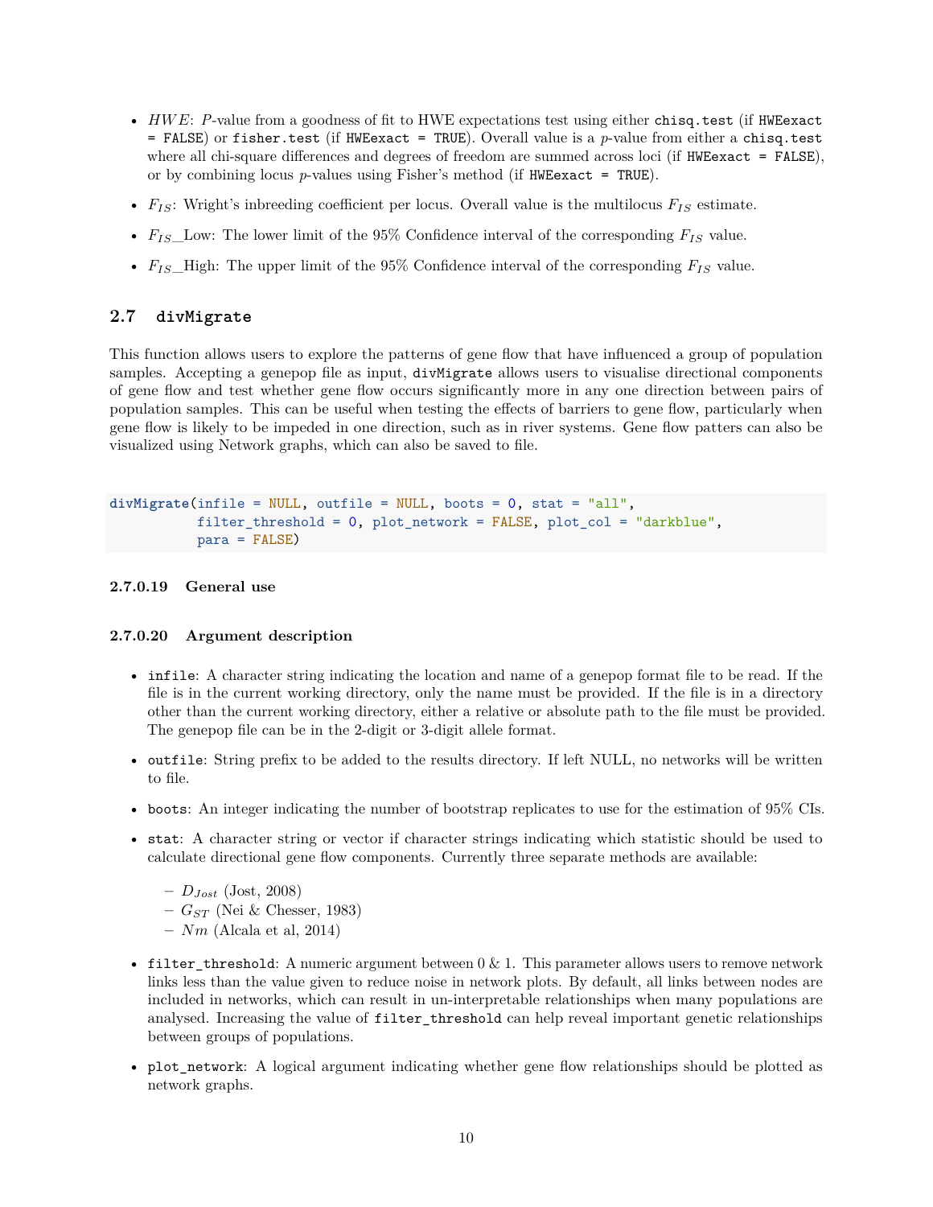- *HWE*: *P*-value from a goodness of fit to HWE expectations test using either `chisq.test` (if `HWEexact = FALSE`) or `fisher.test` (if `HWEexact = TRUE`). Overall value is a *p*-value from either a `chisq.test` where all chi-square differences and degrees of freedom are summed across loci (if `HWEexact = FALSE`), or by combining locus *p*-values using Fisher's method (if `HWEexact = TRUE`).
- $F_{IS}$: Wright's inbreeding coefficient per locus. Overall value is the multilocus $F_{IS}$ estimate.
- $F_{IS}$_Low: The lower limit of the 95% Confidence interval of the corresponding $F_{IS}$ value.
- $F_{IS}$_High: The upper limit of the 95% Confidence interval of the corresponding $F_{IS}$ value.

## 2.7 `divMigrate`

This function allows users to explore the patterns of gene flow that have influenced a group of population samples. Accepting a genepop file as input, `divMigrate` allows users to visualise directional components of gene flow and test whether gene flow occurs significantly more in any one direction between pairs of population samples. This can be useful when testing the effects of barriers to gene flow, particularly when gene flow is likely to be impeded in one direction, such as in river systems. Gene flow patters can also be visualized using Network graphs, which can also be saved to file.

```
divMigrate(infile = NULL, outfile = NULL, boots = 0, stat = "all",
           filter_threshold = 0, plot_network = FALSE, plot_col = "darkblue",
           para = FALSE)
```

#### 2.7.0.19 General use

#### 2.7.0.20 Argument description

- `infile`: A character string indicating the location and name of a genepop format file to be read. If the file is in the current working directory, only the name must be provided. If the file is in a directory other than the current working directory, either a relative or absolute path to the file must be provided. The genepop file can be in the 2-digit or 3-digit allele format.
- `outfile`: String prefix to be added to the results directory. If left NULL, no networks will be written to file.
- `boots`: An integer indicating the number of bootstrap replicates to use for the estimation of 95% CIs.
- `stat`: A character string or vector if character strings indicating which statistic should be used to calculate directional gene flow components. Currently three separate methods are available:
  - $D_{Jost}$ (Jost, 2008)
  - $G_{ST}$ (Nei & Chesser, 1983)
  - $Nm$ (Alcala et al, 2014)
- `filter_threshold`: A numeric argument between 0 & 1. This parameter allows users to remove network links less than the value given to reduce noise in network plots. By default, all links between nodes are included in networks, which can result in un-interpretable relationships when many populations are analysed. Increasing the value of `filter_threshold` can help reveal important genetic relationships between groups of populations.
- `plot_network`: A logical argument indicating whether gene flow relationships should be plotted as network graphs.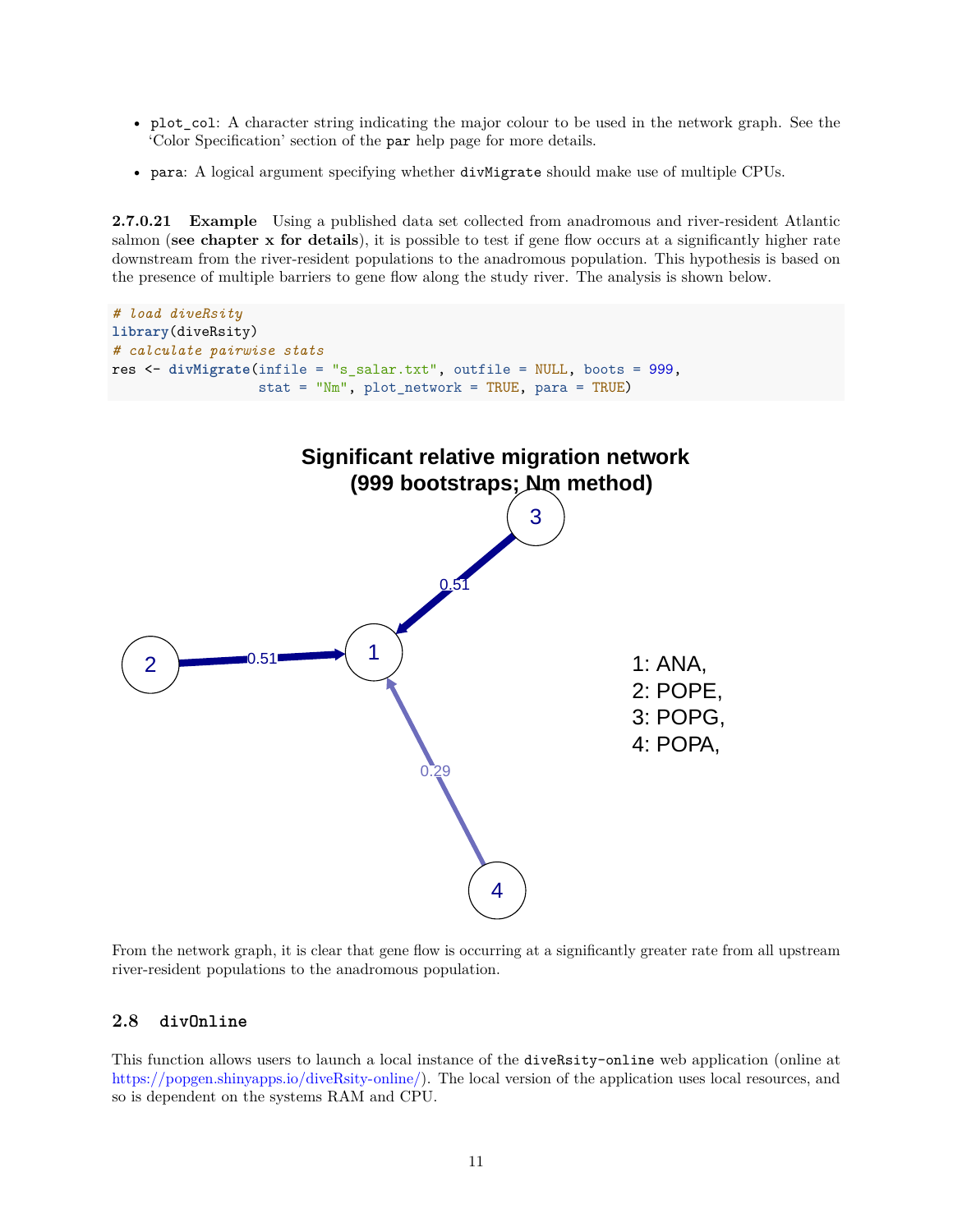- `plot_col`: A character string indicating the major colour to be used in the network graph. See the 'Color Specification' section of the `par` help page for more details.

- `para`: A logical argument specifying whether `divMigrate` should make use of multiple CPUs.

#### 2.7.0.21 Example

Using a published data set collected from anadromous and river-resident Atlantic salmon (**see chapter x for details**), it is possible to test if gene flow occurs at a significantly higher rate downstream from the river-resident populations to the anadromous population. This hypothesis is based on the presence of multiple barriers to gene flow along the study river. The analysis is shown below.

```
# load diveRsity
library(diveRsity)
# calculate pairwise stats
res <- divMigrate(infile = "s_salar.txt", outfile = NULL, boots = 999,
                  stat = "Nm", plot_network = TRUE, para = TRUE)
```

Significant relative migration network
(999 bootstraps; Nm method)

3
0.51
2
0.51
1
0.29
4

1: ANA,
2: POPE,
3: POPG,
4: POPA,

From the network graph, it is clear that gene flow is occurring at a significantly greater rate from all upstream river-resident populations to the anadromous population.

## 2.8 `divOnline`

This function allows users to launch a local instance of the `diveRsity-online` web application (online at https://popgen.shinyapps.io/diveRsity-online/). The local version of the application uses local resources, and so is dependent on the systems RAM and CPU.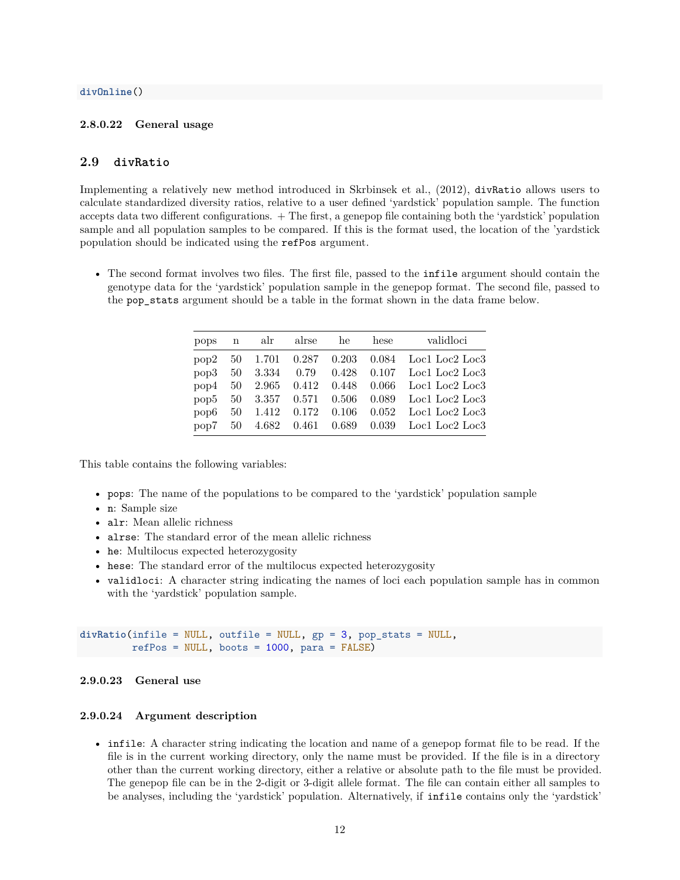```
divOnline()
```

#### 2.8.0.22 General usage

## 2.9 divRatio

Implementing a relatively new method introduced in Skrbinsek et al., (2012), `divRatio` allows users to calculate standardized diversity ratios, relative to a user defined 'yardstick' population sample. The function accepts data two different configurations. + The first, a genepop file containing both the 'yardstick' population sample and all population samples to be compared. If this is the format used, the location of the 'yardstick population should be indicated using the `refPos` argument.

- The second format involves two files. The first file, passed to the `infile` argument should contain the genotype data for the 'yardstick' population sample in the genepop format. The second file, passed to the `pop_stats` argument should be a table in the format shown in the data frame below.

| pops | n | alr | alrse | he | hese | validloci |
|---|---|---|---|---|---|---|
| pop2 | 50 | 1.701 | 0.287 | 0.203 | 0.084 | Loc1 Loc2 Loc3 |
| pop3 | 50 | 3.334 | 0.79 | 0.428 | 0.107 | Loc1 Loc2 Loc3 |
| pop4 | 50 | 2.965 | 0.412 | 0.448 | 0.066 | Loc1 Loc2 Loc3 |
| pop5 | 50 | 3.357 | 0.571 | 0.506 | 0.089 | Loc1 Loc2 Loc3 |
| pop6 | 50 | 1.412 | 0.172 | 0.106 | 0.052 | Loc1 Loc2 Loc3 |
| pop7 | 50 | 4.682 | 0.461 | 0.689 | 0.039 | Loc1 Loc2 Loc3 |

This table contains the following variables:

- `pops`: The name of the populations to be compared to the 'yardstick' population sample
- `n`: Sample size
- `alr`: Mean allelic richness
- `alrse`: The standard error of the mean allelic richness
- `he`: Multilocus expected heterozygosity
- `hese`: The standard error of the multilocus expected heterozygosity
- `validloci`: A character string indicating the names of loci each population sample has in common with the 'yardstick' population sample.

```
divRatio(infile = NULL, outfile = NULL, gp = 3, pop_stats = NULL,
         refPos = NULL, boots = 1000, para = FALSE)
```

#### 2.9.0.23 General use

#### 2.9.0.24 Argument description

- `infile`: A character string indicating the location and name of a genepop format file to be read. If the file is in the current working directory, only the name must be provided. If the file is in a directory other than the current working directory, either a relative or absolute path to the file must be provided. The genepop file can be in the 2-digit or 3-digit allele format. The file can contain either all samples to be analyses, including the 'yardstick' population. Alternatively, if `infile` contains only the 'yardstick'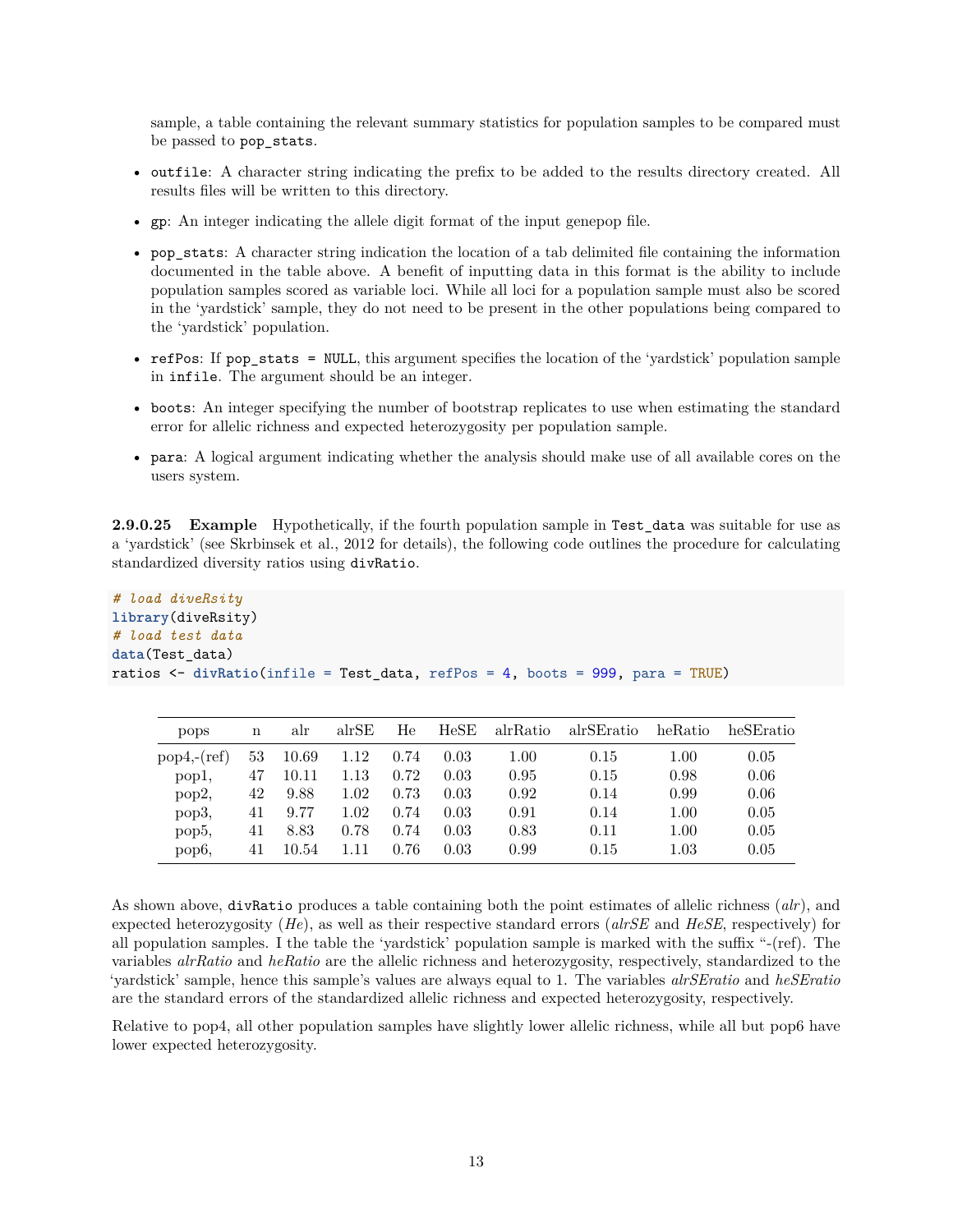sample, a table containing the relevant summary statistics for population samples to be compared must be passed to `pop_stats`.

- `outfile`: A character string indicating the prefix to be added to the results directory created. All results files will be written to this directory.
- `gp`: An integer indicating the allele digit format of the input genepop file.
- `pop_stats`: A character string indication the location of a tab delimited file containing the information documented in the table above. A benefit of inputting data in this format is the ability to include population samples scored as variable loci. While all loci for a population sample must also be scored in the 'yardstick' sample, they do not need to be present in the other populations being compared to the 'yardstick' population.
- `refPos`: If `pop_stats = NULL`, this argument specifies the location of the 'yardstick' population sample in `infile`. The argument should be an integer.
- `boots`: An integer specifying the number of bootstrap replicates to use when estimating the standard error for allelic richness and expected heterozygosity per population sample.
- `para`: A logical argument indicating whether the analysis should make use of all available cores on the users system.

**2.9.0.25 Example** Hypothetically, if the fourth population sample in `Test_data` was suitable for use as a 'yardstick' (see Skrbinsek et al., 2012 for details), the following code outlines the procedure for calculating standardized diversity ratios using `divRatio`.

```
# load diveRsity
library(diveRsity)
# load test data
data(Test_data)
ratios <- divRatio(infile = Test_data, refPos = 4, boots = 999, para = TRUE)
```

| pops | n | alr | alrSE | He | HeSE | alrRatio | alrSEratio | heRatio | heSEratio |
|---|---|---|---|---|---|---|---|---|---|
| pop4,-(ref) | 53 | 10.69 | 1.12 | 0.74 | 0.03 | 1.00 | 0.15 | 1.00 | 0.05 |
| pop1, | 47 | 10.11 | 1.13 | 0.72 | 0.03 | 0.95 | 0.15 | 0.98 | 0.06 |
| pop2, | 42 | 9.88 | 1.02 | 0.73 | 0.03 | 0.92 | 0.14 | 0.99 | 0.06 |
| pop3, | 41 | 9.77 | 1.02 | 0.74 | 0.03 | 0.91 | 0.14 | 1.00 | 0.05 |
| pop5, | 41 | 8.83 | 0.78 | 0.74 | 0.03 | 0.83 | 0.11 | 1.00 | 0.05 |
| pop6, | 41 | 10.54 | 1.11 | 0.76 | 0.03 | 0.99 | 0.15 | 1.03 | 0.05 |

As shown above, `divRatio` produces a table containing both the point estimates of allelic richness (*alr*), and expected heterozygosity (*He*), as well as their respective standard errors (*alrSE* and *HeSE*, respectively) for all population samples. I the table the 'yardstick' population sample is marked with the suffix "-(ref). The variables *alrRatio* and *heRatio* are the allelic richness and heterozygosity, respectively, standardized to the 'yardstick' sample, hence this sample's values are always equal to 1. The variables *alrSEratio* and *heSEratio* are the standard errors of the standardized allelic richness and expected heterozygosity, respectively.

Relative to pop4, all other population samples have slightly lower allelic richness, while all but pop6 have lower expected heterozygosity.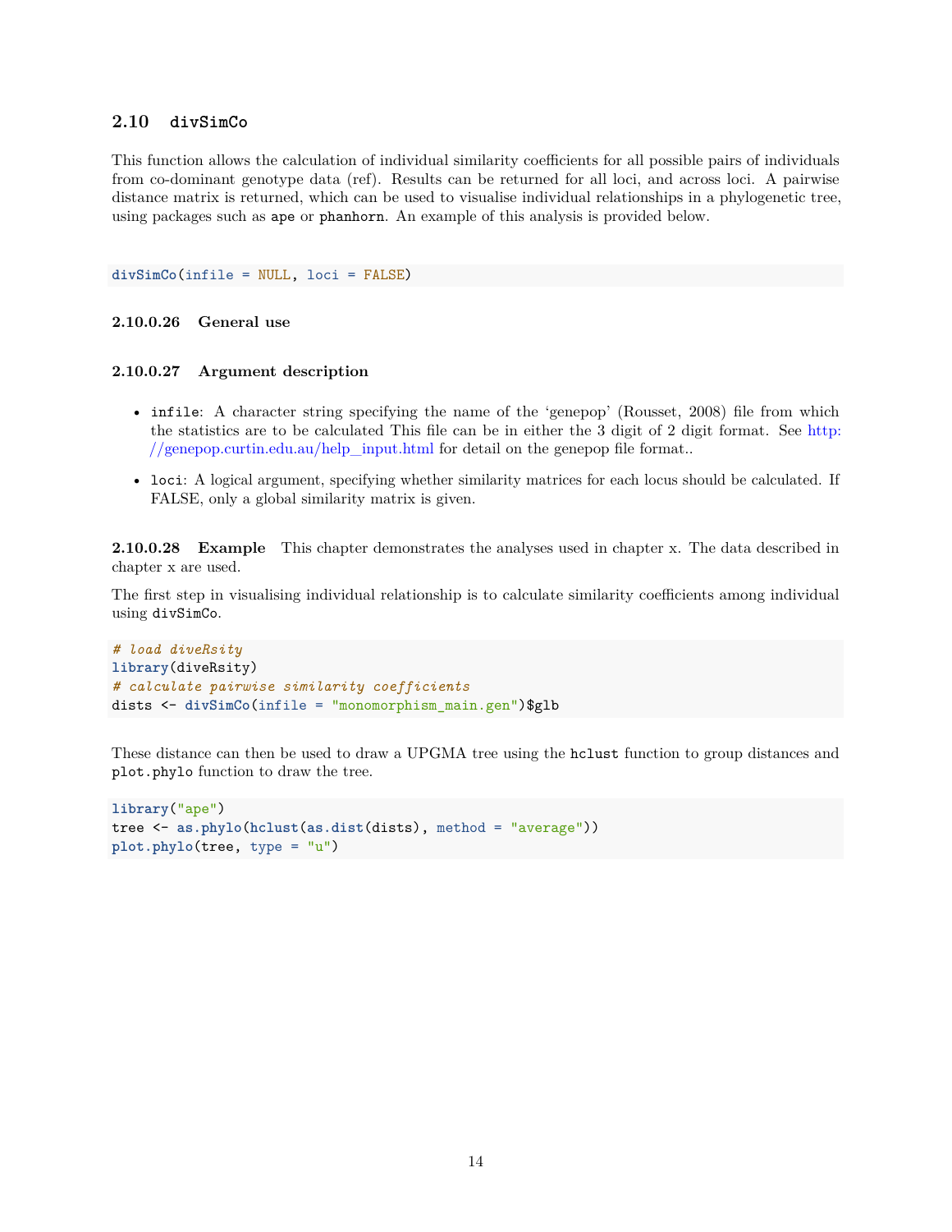## 2.10 `divSimCo`

This function allows the calculation of individual similarity coefficients for all possible pairs of individuals from co-dominant genotype data (ref). Results can be returned for all loci, and across loci. A pairwise distance matrix is returned, which can be used to visualise individual relationships in a phylogenetic tree, using packages such as `ape` or `phanhorn`. An example of this analysis is provided below.

```
divSimCo(infile = NULL, loci = FALSE)
```

#### 2.10.0.26 General use

#### 2.10.0.27 Argument description

- `infile`: A character string specifying the name of the 'genepop' (Rousset, 2008) file from which the statistics are to be calculated This file can be in either the 3 digit of 2 digit format. See http://genepop.curtin.edu.au/help_input.html for detail on the genepop file format..
- `loci`: A logical argument, specifying whether similarity matrices for each locus should be calculated. If FALSE, only a global similarity matrix is given.

**2.10.0.28 Example** This chapter demonstrates the analyses used in chapter x. The data described in chapter x are used.

The first step in visualising individual relationship is to calculate similarity coefficients among individual using `divSimCo`.

```
# load diveRsity
library(diveRsity)
# calculate pairwise similarity coefficients
dists <- divSimCo(infile = "monomorphism_main.gen")$glb
```

These distance can then be used to draw a UPGMA tree using the `hclust` function to group distances and `plot.phylo` function to draw the tree.

```
library("ape")
tree <- as.phylo(hclust(as.dist(dists), method = "average"))
plot.phylo(tree, type = "u")
```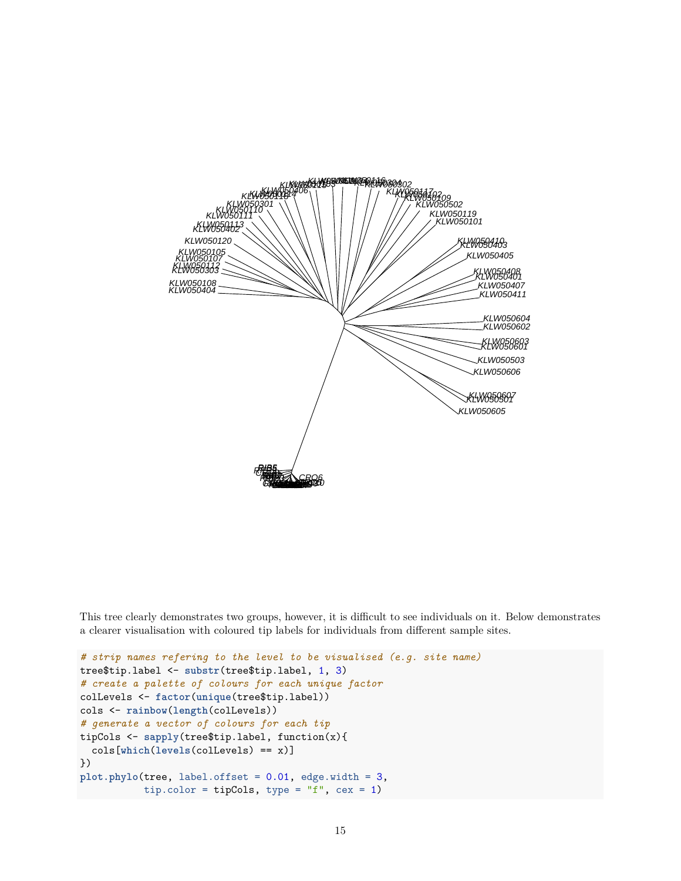This tree clearly demonstrates two groups, however, it is difficult to see individuals on it. Below demonstrates a clearer visualisation with coloured tip labels for individuals from different sample sites.

```
# strip names refering to the level to be visualised (e.g. site name)
tree$tip.label <- substr(tree$tip.label, 1, 3)
# create a palette of colours for each unique factor
colLevels <- factor(unique(tree$tip.label))
cols <- rainbow(length(colLevels))
# generate a vector of colours for each tip
tipCols <- sapply(tree$tip.label, function(x){
  cols[which(levels(colLevels) == x)]
})
plot.phylo(tree, label.offset = 0.01, edge.width = 3,
           tip.color = tipCols, type = "f", cex = 1)
```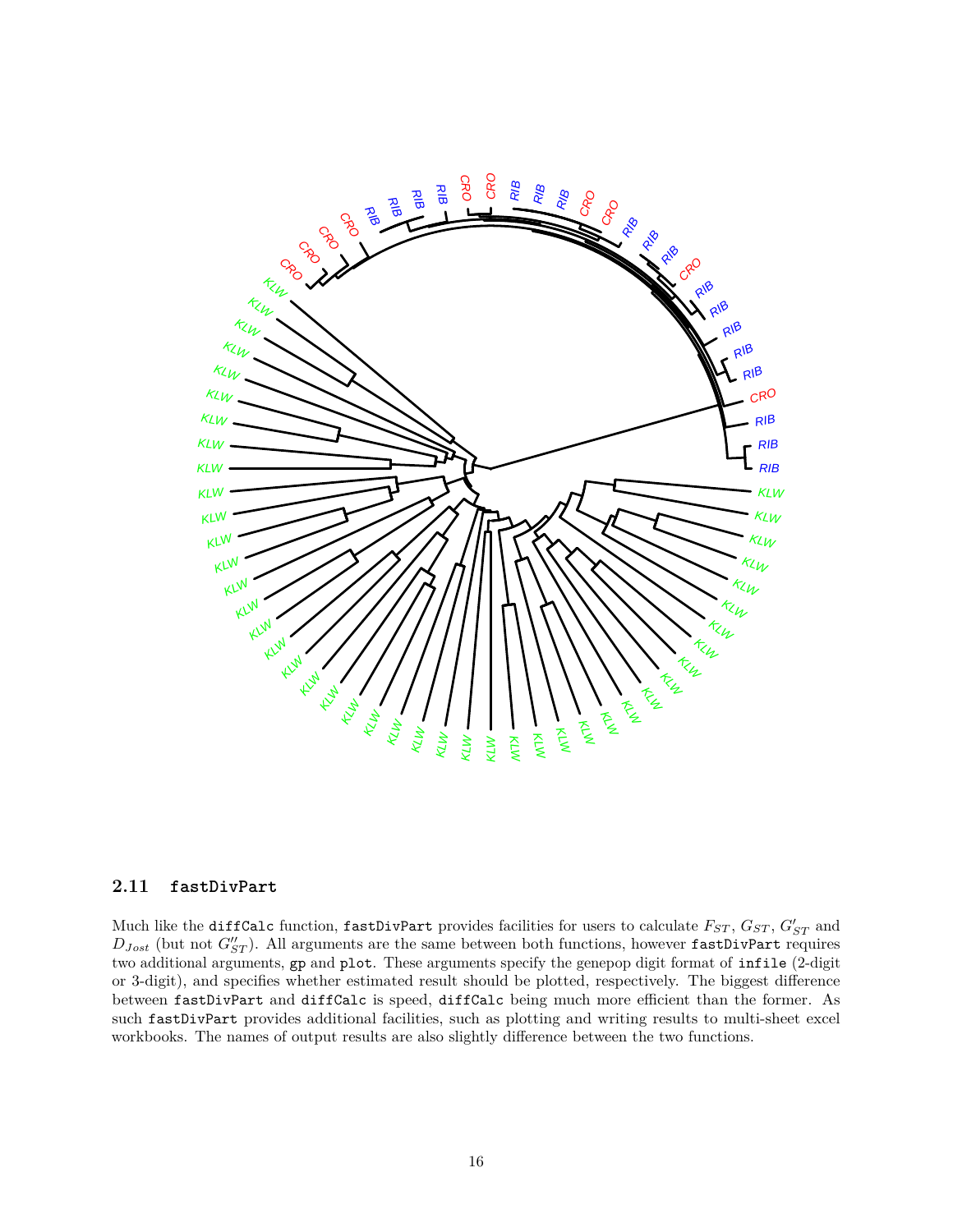## 2.11 fastDivPart

Much like the `diffCalc` function, `fastDivPart` provides facilities for users to calculate $F_{ST}$, $G_{ST}$, $G'_{ST}$ and $D_{Jost}$ (but not $G''_{ST}$). All arguments are the same between both functions, however `fastDivPart` requires two additional arguments, `gp` and `plot`. These arguments specify the genepop digit format of `infile` (2-digit or 3-digit), and specifies whether estimated result should be plotted, respectively. The biggest difference between `fastDivPart` and `diffCalc` is speed, `diffCalc` being much more efficient than the former. As such `fastDivPart` provides additional facilities, such as plotting and writing results to multi-sheet excel workbooks. The names of output results are also slightly difference between the two functions.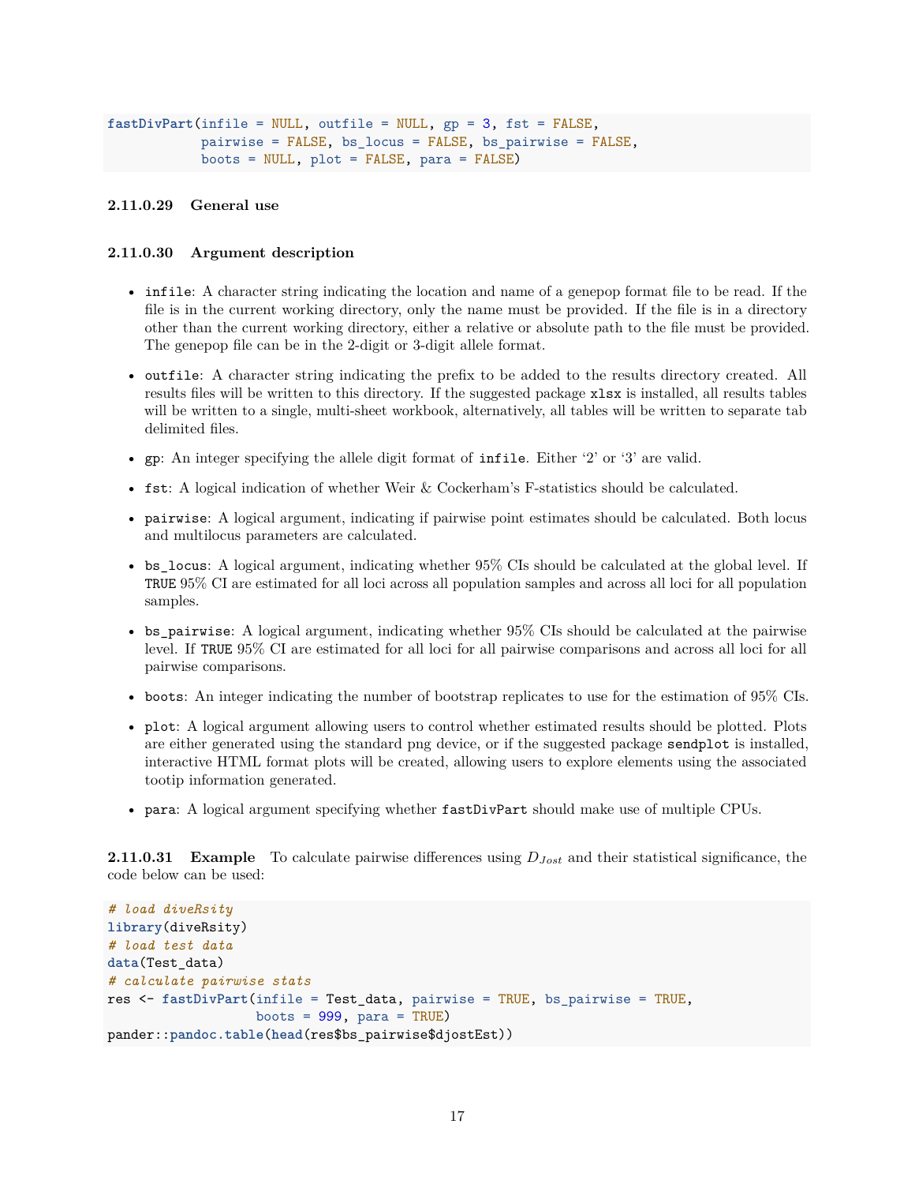```
fastDivPart(infile = NULL, outfile = NULL, gp = 3, fst = FALSE,
            pairwise = FALSE, bs_locus = FALSE, bs_pairwise = FALSE,
            boots = NULL, plot = FALSE, para = FALSE)
```

#### 2.11.0.29 General use

#### 2.11.0.30 Argument description

- `infile`: A character string indicating the location and name of a genepop format file to be read. If the file is in the current working directory, only the name must be provided. If the file is in a directory other than the current working directory, either a relative or absolute path to the file must be provided. The genepop file can be in the 2-digit or 3-digit allele format.
- `outfile`: A character string indicating the prefix to be added to the results directory created. All results files will be written to this directory. If the suggested package `xlsx` is installed, all results tables will be written to a single, multi-sheet workbook, alternatively, all tables will be written to separate tab delimited files.
- `gp`: An integer specifying the allele digit format of `infile`. Either '2' or '3' are valid.
- `fst`: A logical indication of whether Weir & Cockerham's F-statistics should be calculated.
- `pairwise`: A logical argument, indicating if pairwise point estimates should be calculated. Both locus and multilocus parameters are calculated.
- `bs_locus`: A logical argument, indicating whether 95% CIs should be calculated at the global level. If `TRUE` 95% CI are estimated for all loci across all population samples and across all loci for all population samples.
- `bs_pairwise`: A logical argument, indicating whether 95% CIs should be calculated at the pairwise level. If `TRUE` 95% CI are estimated for all loci for all pairwise comparisons and across all loci for all pairwise comparisons.
- `boots`: An integer indicating the number of bootstrap replicates to use for the estimation of 95% CIs.
- `plot`: A logical argument allowing users to control whether estimated results should be plotted. Plots are either generated using the standard png device, or if the suggested package `sendplot` is installed, interactive HTML format plots will be created, allowing users to explore elements using the associated tootip information generated.
- `para`: A logical argument specifying whether `fastDivPart` should make use of multiple CPUs.

#### 2.11.0.31 Example

To calculate pairwise differences using $D_{Jost}$ and their statistical significance, the code below can be used:

```
# load diveRsity
library(diveRsity)
# load test data
data(Test_data)
# calculate pairwise stats
res <- fastDivPart(infile = Test_data, pairwise = TRUE, bs_pairwise = TRUE,
                   boots = 999, para = TRUE)
pander::pandoc.table(head(res$bs_pairwise$djostEst))
```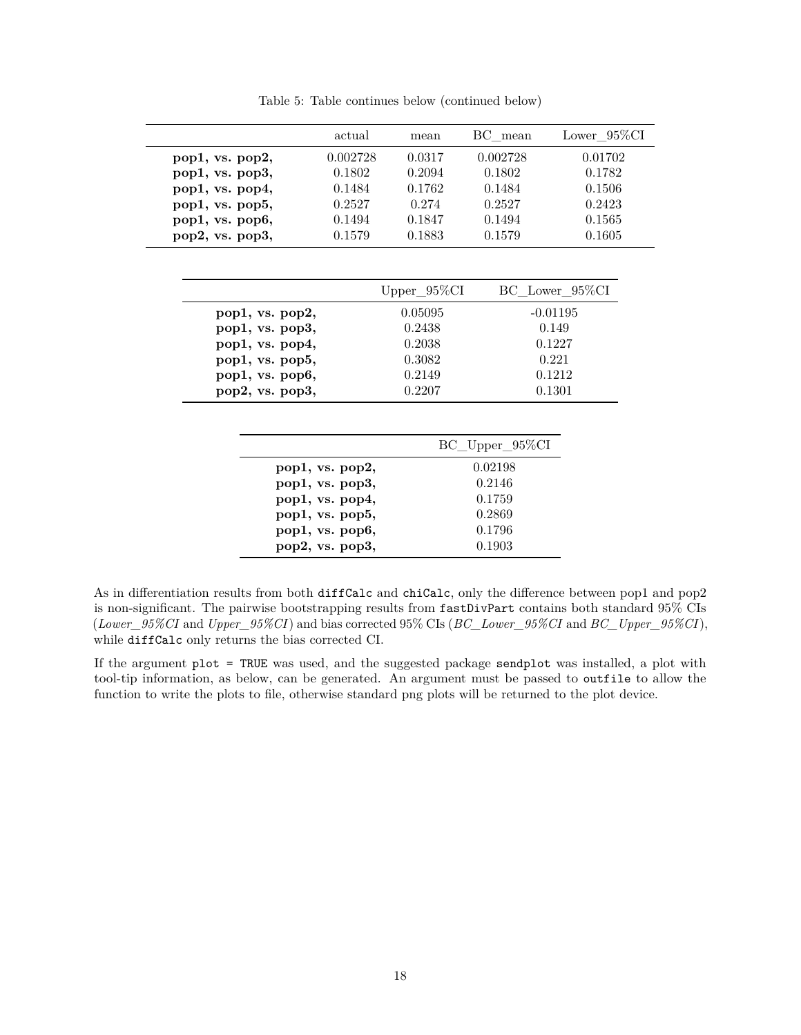Table 5: Table continues below (continued below)

| | actual | mean | BC_mean | Lower_95%CI | Upper_95%CI | BC_Lower_95%CI | BC_Upper_95%CI |
|---|---|---|---|---|---|---|---|
| **pop1, vs. pop2,** | 0.002728 | 0.0317 | 0.002728 | 0.01702 | 0.05095 | -0.01195 | 0.02198 |
| **pop1, vs. pop3,** | 0.1802 | 0.2094 | 0.1802 | 0.1782 | 0.2438 | 0.149 | 0.2146 |
| **pop1, vs. pop4,** | 0.1484 | 0.1762 | 0.1484 | 0.1506 | 0.2038 | 0.1227 | 0.1759 |
| **pop1, vs. pop5,** | 0.2527 | 0.274 | 0.2527 | 0.2423 | 0.3082 | 0.221 | 0.2869 |
| **pop1, vs. pop6,** | 0.1494 | 0.1847 | 0.1494 | 0.1565 | 0.2149 | 0.1212 | 0.1796 |
| **pop2, vs. pop3,** | 0.1579 | 0.1883 | 0.1579 | 0.1605 | 0.2207 | 0.1301 | 0.1903 |

As in differentiation results from both `diffCalc` and `chiCalc`, only the difference between pop1 and pop2 is non-significant. The pairwise bootstrapping results from `fastDivPart` contains both standard 95% CIs (*Lower_95%CI* and *Upper_95%CI*) and bias corrected 95% CIs (*BC_Lower_95%CI* and *BC_Upper_95%CI*), while `diffCalc` only returns the bias corrected CI.

If the argument `plot = TRUE` was used, and the suggested package `sendplot` was installed, a plot with tool-tip information, as below, can be generated. An argument must be passed to `outfile` to allow the function to write the plots to file, otherwise standard png plots will be returned to the plot device.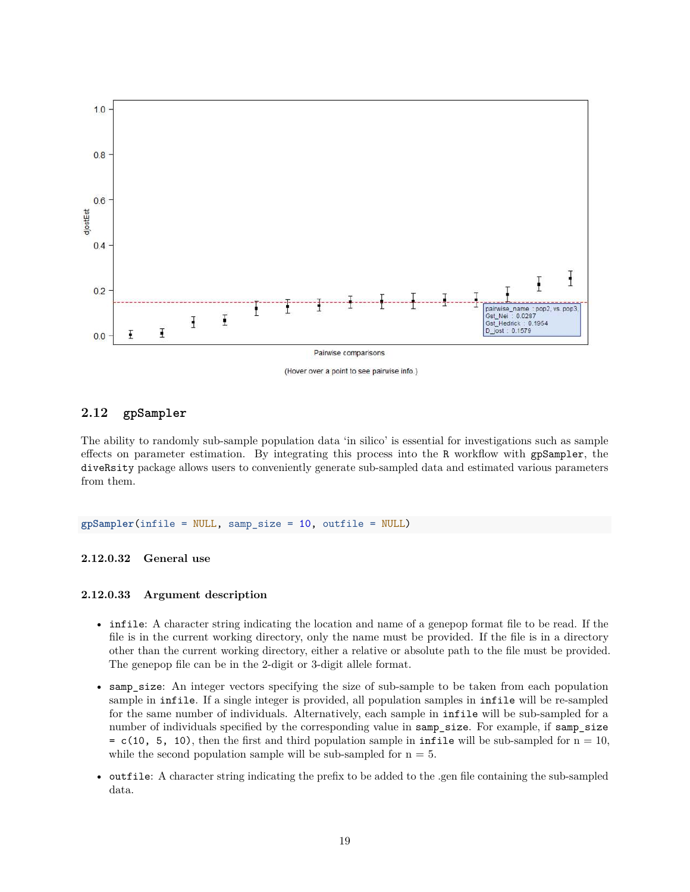1.0

0.8

0.6

0.4

0.2

0.0

djostEst

pairwise_name : pop2, vs. pop3,
Gst_Nei : 0.0287
Gst_Hedrick : 0.1954
D_Jost : 0.1579

Pairwise comparisons

(Hover over a point to see pairwise info.)

## 2.12 gpSampler

The ability to randomly sub-sample population data 'in silico' is essential for investigations such as sample effects on parameter estimation. By integrating this process into the R workflow with gpSampler, the diveRsity package allows users to conveniently generate sub-sampled data and estimated various parameters from them.

```
gpSampler(infile = NULL, samp_size = 10, outfile = NULL)
```

#### 2.12.0.32 General use

#### 2.12.0.33 Argument description

- infile: A character string indicating the location and name of a genepop format file to be read. If the file is in the current working directory, only the name must be provided. If the file is in a directory other than the current working directory, either a relative or absolute path to the file must be provided. The genepop file can be in the 2-digit or 3-digit allele format.
- samp_size: An integer vectors specifying the size of sub-sample to be taken from each population sample in infile. If a single integer is provided, all population samples in infile will be re-sampled for the same number of individuals. Alternatively, each sample in infile will be sub-sampled for a number of individuals specified by the corresponding value in samp_size. For example, if samp_size = c(10, 5, 10), then the first and third population sample in infile will be sub-sampled for n = 10, while the second population sample will be sub-sampled for n = 5.
- outfile: A character string indicating the prefix to be added to the .gen file containing the sub-sampled data.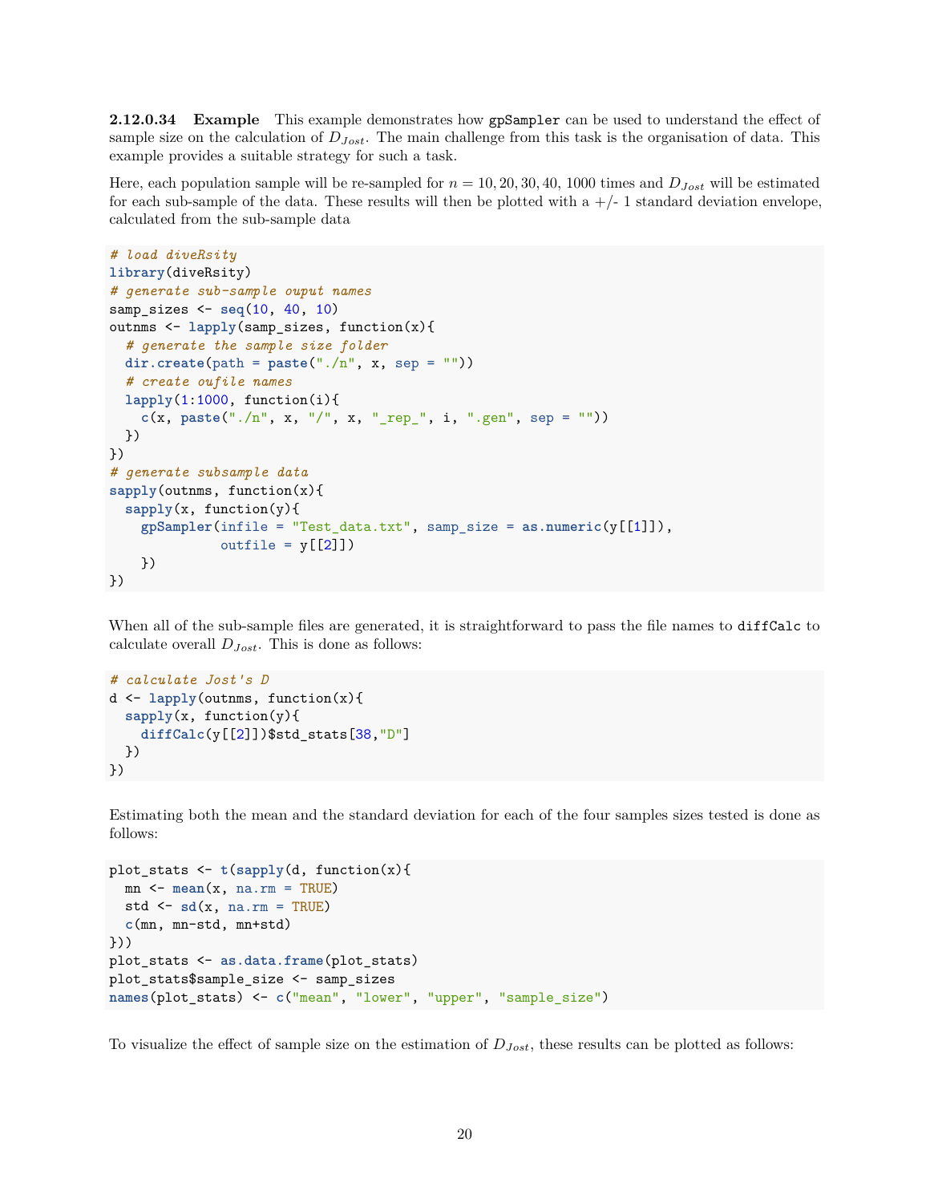**2.12.0.34 Example** This example demonstrates how `gpSampler` can be used to understand the effect of sample size on the calculation of $D_{Jost}$. The main challenge from this task is the organisation of data. This example provides a suitable strategy for such a task.

Here, each population sample will be re-sampled for $n = 10, 20, 30, 40$, 1000 times and $D_{Jost}$ will be estimated for each sub-sample of the data. These results will then be plotted with a +/- 1 standard deviation envelope, calculated from the sub-sample data

```
# load diveRsity
library(diveRsity)
# generate sub-sample ouput names
samp_sizes <- seq(10, 40, 10)
outnms <- lapply(samp_sizes, function(x){
  # generate the sample size folder
  dir.create(path = paste("./n", x, sep = ""))
  # create oufile names
  lapply(1:1000, function(i){
    c(x, paste("./n", x, "/", x, "_rep_", i, ".gen", sep = ""))
  })
})
# generate subsample data
sapply(outnms, function(x){
  sapply(x, function(y){
    gpSampler(infile = "Test_data.txt", samp_size = as.numeric(y[[1]]),
              outfile = y[[2]])
  })
})
```

When all of the sub-sample files are generated, it is straightforward to pass the file names to `diffCalc` to calculate overall $D_{Jost}$. This is done as follows:

```
# calculate Jost's D
d <- lapply(outnms, function(x){
  sapply(x, function(y){
    diffCalc(y[[2]])$std_stats[38,"D"]
  })
})
```

Estimating both the mean and the standard deviation for each of the four samples sizes tested is done as follows:

```
plot_stats <- t(sapply(d, function(x){
  mn <- mean(x, na.rm = TRUE)
  std <- sd(x, na.rm = TRUE)
  c(mn, mn-std, mn+std)
}))
plot_stats <- as.data.frame(plot_stats)
plot_stats$sample_size <- samp_sizes
names(plot_stats) <- c("mean", "lower", "upper", "sample_size")
```

To visualize the effect of sample size on the estimation of $D_{Jost}$, these results can be plotted as follows: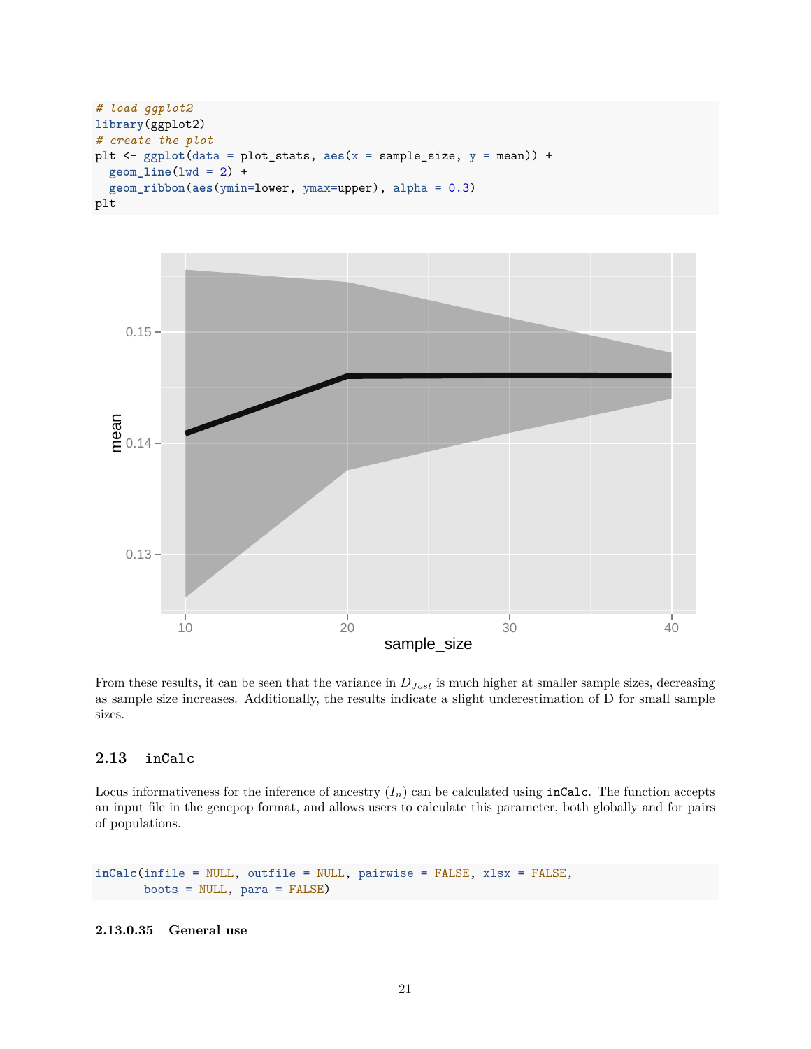```r
# load ggplot2
library(ggplot2)
# create the plot
plt <- ggplot(data = plot_stats, aes(x = sample_size, y = mean)) +
  geom_line(lwd = 2) +
  geom_ribbon(aes(ymin=lower, ymax=upper), alpha = 0.3)
plt
```

0.15
0.14
0.13
mean
10
20
30
40
sample_size

From these results, it can be seen that the variance in $D_{Jost}$ is much higher at smaller sample sizes, decreasing as sample size increases. Additionally, the results indicate a slight underestimation of D for small sample sizes.

## 2.13 inCalc

Locus informativeness for the inference of ancestry ($I_n$) can be calculated using `inCalc`. The function accepts an input file in the genepop format, and allows users to calculate this parameter, both globally and for pairs of populations.

```r
inCalc(infile = NULL, outfile = NULL, pairwise = FALSE, xlsx = FALSE,
       boots = NULL, para = FALSE)
```

#### 2.13.0.35 General use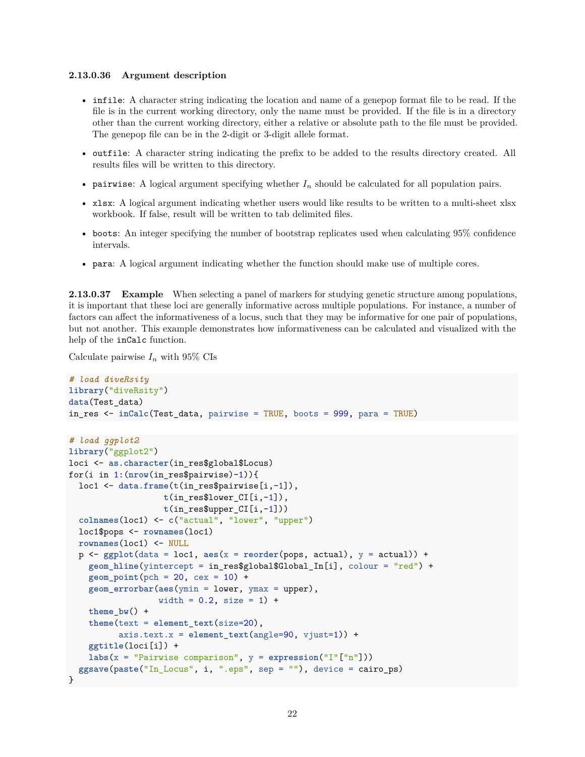#### 2.13.0.36 Argument description

- `infile`: A character string indicating the location and name of a genepop format file to be read. If the file is in the current working directory, only the name must be provided. If the file is in a directory other than the current working directory, either a relative or absolute path to the file must be provided. The genepop file can be in the 2-digit or 3-digit allele format.
- `outfile`: A character string indicating the prefix to be added to the results directory created. All results files will be written to this directory.
- `pairwise`: A logical argument specifying whether $I_n$ should be calculated for all population pairs.
- `xlsx`: A logical argument indicating whether users would like results to be written to a multi-sheet xlsx workbook. If false, result will be written to tab delimited files.
- `boots`: An integer specifying the number of bootstrap replicates used when calculating 95% confidence intervals.
- `para`: A logical argument indicating whether the function should make use of multiple cores.

**2.13.0.37 Example** When selecting a panel of markers for studying genetic structure among populations, it is important that these loci are generally informative across multiple populations. For instance, a number of factors can affect the informativeness of a locus, such that they may be informative for one pair of populations, but not another. This example demonstrates how informativeness can be calculated and visualized with the help of the `inCalc` function.

Calculate pairwise $I_n$ with 95% CIs

```
# load diveRsity
library("diveRsity")
data(Test_data)
in_res <- inCalc(Test_data, pairwise = TRUE, boots = 999, para = TRUE)
```

```
# load ggplot2
library("ggplot2")
loci <- as.character(in_res$global$Locus)
for(i in 1:(nrow(in_res$pairwise)-1)){
  loc1 <- data.frame(t(in_res$pairwise[i,-1]),
                     t(in_res$lower_CI[i,-1]),
                     t(in_res$upper_CI[i,-1]))
  colnames(loc1) <- c("actual", "lower", "upper")
  loc1$pops <- rownames(loc1)
  rownames(loc1) <- NULL
  p <- ggplot(data = loc1, aes(x = reorder(pops, actual), y = actual)) +
    geom_hline(yintercept = in_res$global$Global_In[i], colour = "red") +
    geom_point(pch = 20, cex = 10) +
    geom_errorbar(aes(ymin = lower, ymax = upper),
                  width = 0.2, size = 1) +
    theme_bw() +
    theme(text = element_text(size=20),
          axis.text.x = element_text(angle=90, vjust=1)) +
    ggtitle(loci[i]) +
    labs(x = "Pairwise comparison", y = expression("I"["n"]))
  ggsave(paste("In_Locus", i, ".eps", sep = ""), device = cairo_ps)
}
```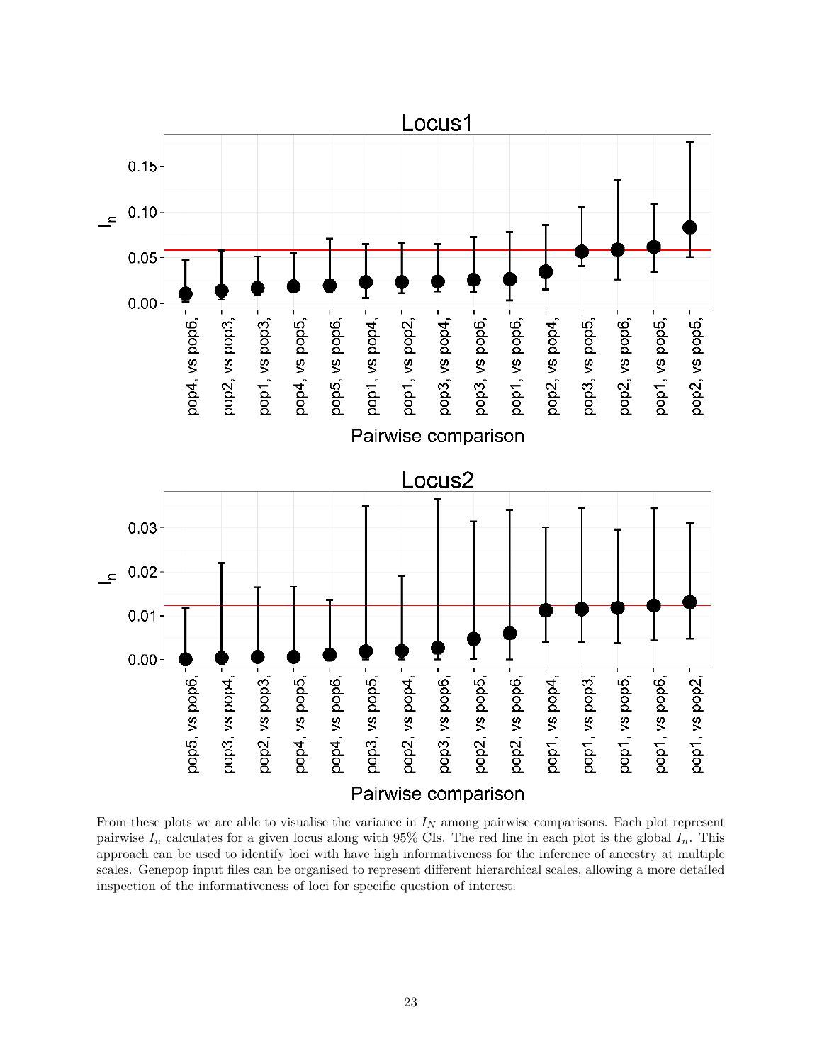Locus1

0.15
0.10
0.05
0.00

$I_n$

pop4, vs pop6,
pop2, vs pop3,
pop1, vs pop3,
pop4, vs pop5,
pop5, vs pop6,
pop1, vs pop4,
pop1, vs pop2,
pop3, vs pop4,
pop3, vs pop6,
pop1, vs pop6,
pop2, vs pop4,
pop3, vs pop5,
pop2, vs pop6,
pop1, vs pop5,
pop2, vs pop5,

Pairwise comparison

Locus2

0.03
0.02
0.01
0.00

$I_n$

pop5, vs pop6,
pop3, vs pop4,
pop2, vs pop3,
pop4, vs pop5,
pop4, vs pop6,
pop3, vs pop5,
pop2, vs pop4,
pop3, vs pop6,
pop2, vs pop5,
pop2, vs pop6,
pop1, vs pop4,
pop1, vs pop3,
pop1, vs pop5,
pop1, vs pop6,
pop1, vs pop2,

Pairwise comparison

From these plots we are able to visualise the variance in $I_N$ among pairwise comparisons. Each plot represent pairwise $I_n$ calculates for a given locus along with 95% CIs. The red line in each plot is the global $I_n$. This approach can be used to identify loci with have high informativeness for the inference of ancestry at multiple scales. Genepop input files can be organised to represent different hierarchical scales, allowing a more detailed inspection of the informativeness of loci for specific question of interest.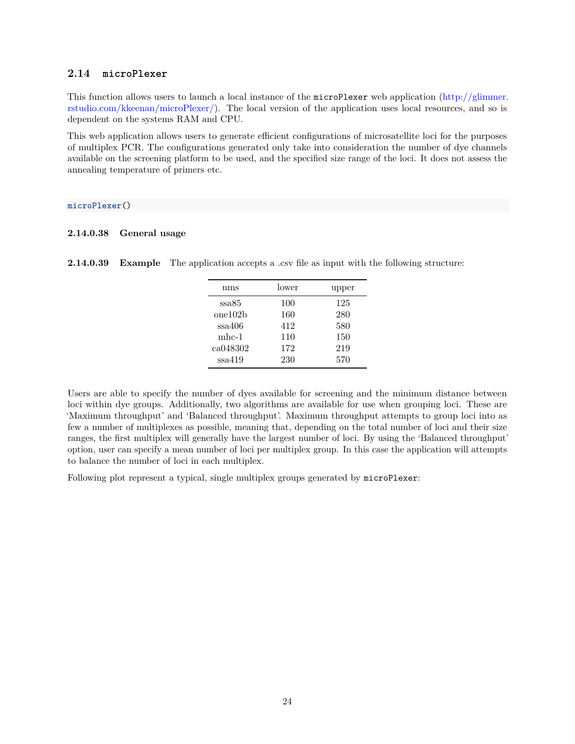## 2.14 `microPlexer`

This function allows users to launch a local instance of the `microPlexer` web application (http://glimmer.rstudio.com/kkeenan/microPlexer/). The local version of the application uses local resources, and so is dependent on the systems RAM and CPU.

This web application allows users to generate efficient configurations of microsatellite loci for the purposes of multiplex PCR. The configurations generated only take into consideration the number of dye channels available on the screening platform to be used, and the specified size range of the loci. It does not assess the annealing temperature of primers etc.

```
microPlexer()
```

#### 2.14.0.38 General usage

#### 2.14.0.39 Example

The application accepts a .csv file as input with the following structure:

| nms | lower | upper |
|---|---|---|
| ssa85 | 100 | 125 |
| one102b | 160 | 280 |
| ssa406 | 412 | 580 |
| mhc-1 | 110 | 150 |
| ca048302 | 172 | 219 |
| ssa419 | 230 | 570 |

Users are able to specify the number of dyes available for screening and the minimum distance between loci within dye groups. Additionally, two algorithms are available for use when grouping loci. These are 'Maximum throughput' and 'Balanced throughput'. Maximum throughput attempts to group loci into as few a number of multiplexes as possible, meaning that, depending on the total number of loci and their size ranges, the first multiplex will generally have the largest number of loci. By using the 'Balanced throughput' option, user can specify a mean number of loci per multiplex group. In this case the application will attempts to balance the number of loci in each multiplex.

Following plot represent a typical, single multiplex groups generated by `microPlexer`: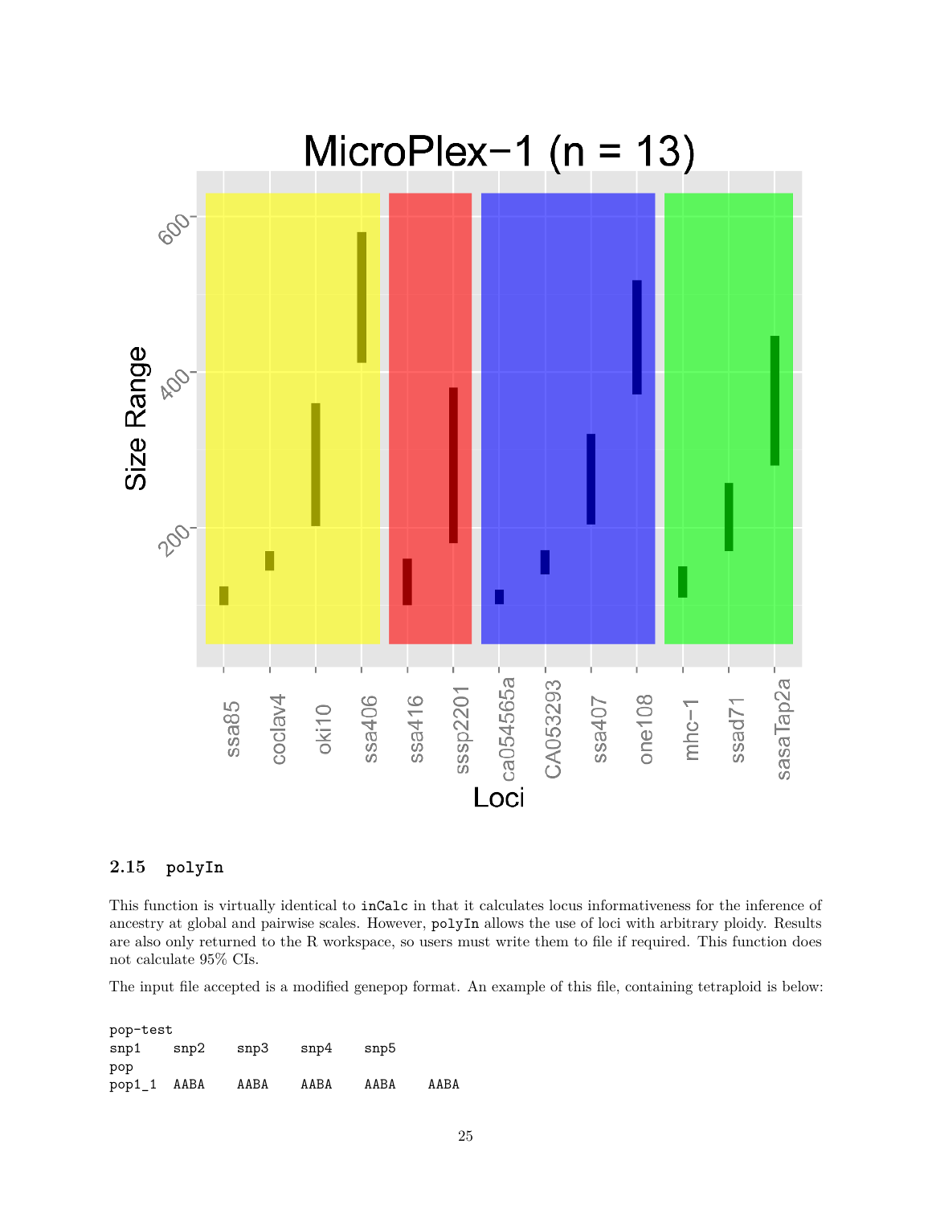MicroPlex−1 (n = 13)

Size Range

600

400

200

ssa85
coclav4
oki10
ssa406
ssa416
sssp2201
ca054565a
CA053293
ssa407
one108
mhc-1
ssad71
sasaTap2a

Loci

### 2.15 polyIn

This function is virtually identical to `inCalc` in that it calculates locus informativeness for the inference of ancestry at global and pairwise scales. However, `polyIn` allows the use of loci with arbitrary ploidy. Results are also only returned to the R workspace, so users must write them to file if required. This function does not calculate 95% CIs.

The input file accepted is a modified genepop format. An example of this file, containing tetraploid is below:

```
pop-test
snp1    snp2    snp3    snp4    snp5
pop
pop1_1  AABA    AABA    AABA    AABA    AABA
```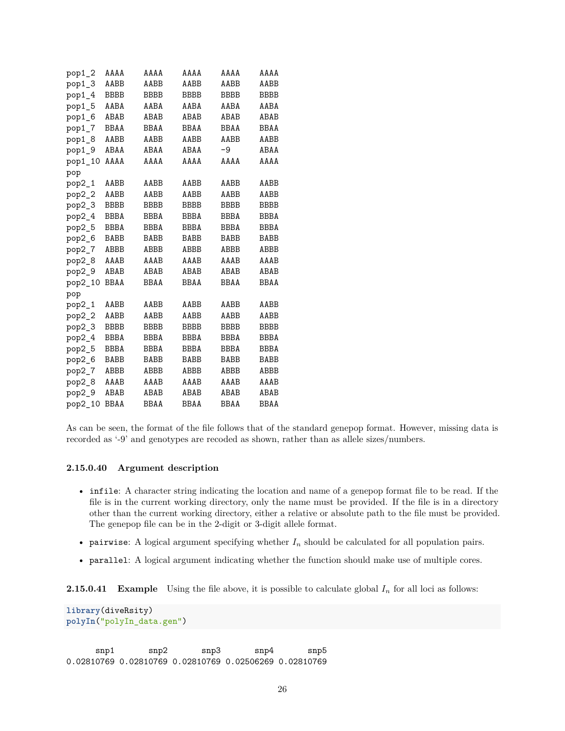```
pop1_2  AAAA    AAAA    AAAA    AAAA    AAAA
pop1_3  AABB    AABB    AABB    AABB    AABB
pop1_4  BBBB    BBBB    BBBB    BBBB    BBBB
pop1_5  AABA    AABA    AABA    AABA    AABA
pop1_6  ABAB    ABAB    ABAB    ABAB    ABAB
pop1_7  BBAA    BBAA    BBAA    BBAA    BBAA
pop1_8  AABB    AABB    AABB    AABB    AABB
pop1_9  ABAA    ABAA    ABAA    -9      ABAA
pop1_10 AAAA    AAAA    AAAA    AAAA    AAAA
pop
pop2_1  AABB    AABB    AABB    AABB    AABB
pop2_2  AABB    AABB    AABB    AABB    AABB
pop2_3  BBBB    BBBB    BBBB    BBBB    BBBB
pop2_4  BBBA    BBBA    BBBA    BBBA    BBBA
pop2_5  BBBA    BBBA    BBBA    BBBA    BBBA
pop2_6  BABB    BABB    BABB    BABB    BABB
pop2_7  ABBB    ABBB    ABBB    ABBB    ABBB
pop2_8  AAAB    AAAB    AAAB    AAAB    AAAB
pop2_9  ABAB    ABAB    ABAB    ABAB    ABAB
pop2_10 BBAA    BBAA    BBAA    BBAA    BBAA
pop
pop2_1  AABB    AABB    AABB    AABB    AABB
pop2_2  AABB    AABB    AABB    AABB    AABB
pop2_3  BBBB    BBBB    BBBB    BBBB    BBBB
pop2_4  BBBA    BBBA    BBBA    BBBA    BBBA
pop2_5  BBBA    BBBA    BBBA    BBBA    BBBA
pop2_6  BABB    BABB    BABB    BABB    BABB
pop2_7  ABBB    ABBB    ABBB    ABBB    ABBB
pop2_8  AAAB    AAAB    AAAB    AAAB    AAAB
pop2_9  ABAB    ABAB    ABAB    ABAB    ABAB
pop2_10 BBAA    BBAA    BBAA    BBAA    BBAA
```

As can be seen, the format of the file follows that of the standard genepop format. However, missing data is recorded as '-9' and genotypes are recoded as shown, rather than as allele sizes/numbers.

#### 2.15.0.40 Argument description

- `infile`: A character string indicating the location and name of a genepop format file to be read. If the file is in the current working directory, only the name must be provided. If the file is in a directory other than the current working directory, either a relative or absolute path to the file must be provided. The genepop file can be in the 2-digit or 3-digit allele format.
- `pairwise`: A logical argument specifying whether $I_n$ should be calculated for all population pairs.
- `parallel`: A logical argument indicating whether the function should make use of multiple cores.

#### 2.15.0.41 Example

Using the file above, it is possible to calculate global $I_n$ for all loci as follows:

```
library(diveRsity)
polyIn("polyIn_data.gen")
```

```
      snp1       snp2       snp3       snp4       snp5
0.02810769 0.02810769 0.02810769 0.02506269 0.02810769
```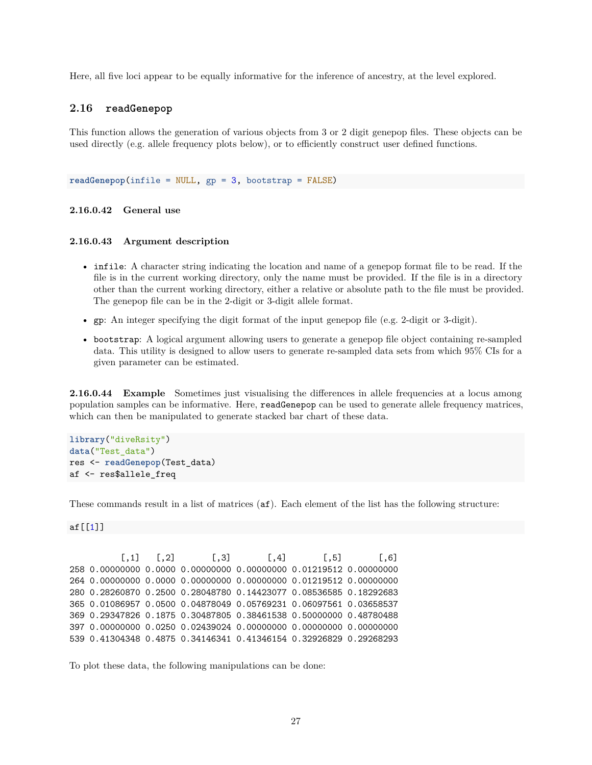Here, all five loci appear to be equally informative for the inference of ancestry, at the level explored.

## 2.16 `readGenepop`

This function allows the generation of various objects from 3 or 2 digit genepop files. These objects can be used directly (e.g. allele frequency plots below), or to efficiently construct user defined functions.

```
readGenepop(infile = NULL, gp = 3, bootstrap = FALSE)
```

#### 2.16.0.42 General use

#### 2.16.0.43 Argument description

- `infile`: A character string indicating the location and name of a genepop format file to be read. If the file is in the current working directory, only the name must be provided. If the file is in a directory other than the current working directory, either a relative or absolute path to the file must be provided. The genepop file can be in the 2-digit or 3-digit allele format.
- `gp`: An integer specifying the digit format of the input genepop file (e.g. 2-digit or 3-digit).
- `bootstrap`: A logical argument allowing users to generate a genepop file object containing re-sampled data. This utility is designed to allow users to generate re-sampled data sets from which 95% CIs for a given parameter can be estimated.

**2.16.0.44 Example** Sometimes just visualising the differences in allele frequencies at a locus among population samples can be informative. Here, `readGenepop` can be used to generate allele frequency matrices, which can then be manipulated to generate stacked bar chart of these data.

```
library("diveRsity")
data("Test_data")
res <- readGenepop(Test_data)
af <- res$allele_freq
```

These commands result in a list of matrices (`af`). Each element of the list has the following structure:

```
af[[1]]
```

```
          [,1]   [,2]       [,3]       [,4]       [,5]       [,6]
258 0.00000000 0.0000 0.00000000 0.00000000 0.01219512 0.00000000
264 0.00000000 0.0000 0.00000000 0.00000000 0.01219512 0.00000000
280 0.28260870 0.2500 0.28048780 0.14423077 0.08536585 0.18292683
365 0.01086957 0.0500 0.04878049 0.05769231 0.06097561 0.03658537
369 0.29347826 0.1875 0.30487805 0.38461538 0.50000000 0.48780488
397 0.00000000 0.0250 0.02439024 0.00000000 0.00000000 0.00000000
539 0.41304348 0.4875 0.34146341 0.41346154 0.32926829 0.29268293
```

To plot these data, the following manipulations can be done: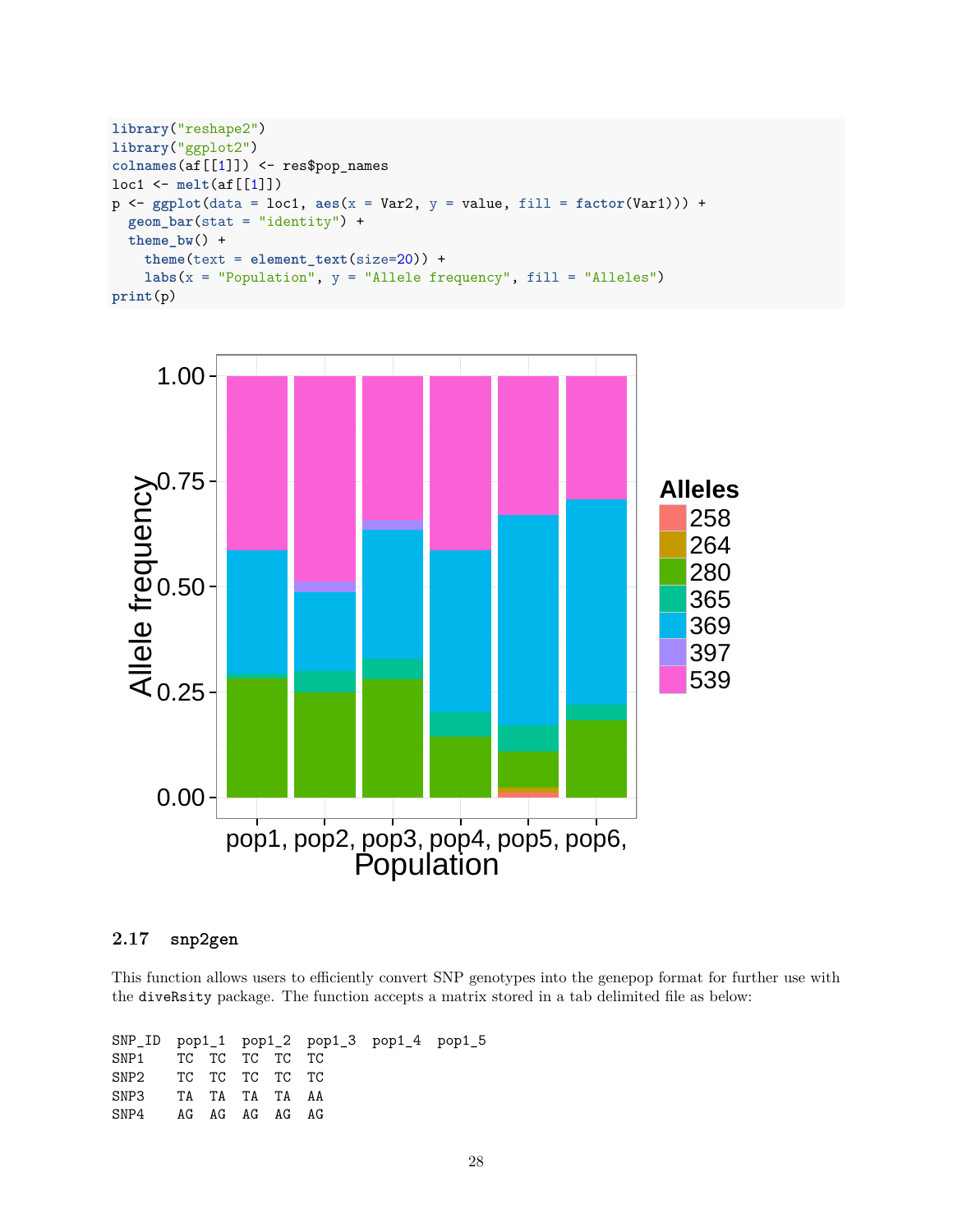```
library("reshape2")
library("ggplot2")
colnames(af[[1]]) <- res$pop_names
loc1 <- melt(af[[1]])
p <- ggplot(data = loc1, aes(x = Var2, y = value, fill = factor(Var1))) +
  geom_bar(stat = "identity") +
  theme_bw() +
    theme(text = element_text(size=20)) +
    labs(x = "Population", y = "Allele frequency", fill = "Alleles")
print(p)
```

Allele frequency

1.00
0.75
0.50
0.25
0.00

pop1, pop2, pop3, pop4, pop5, pop6,

Population

Alleles
258
264
280
365
369
397
539

### 2.17 snp2gen

This function allows users to efficiently convert SNP genotypes into the genepop format for further use with the `diveRsity` package. The function accepts a matrix stored in a tab delimited file as below:

```
SNP_ID  pop1_1  pop1_2  pop1_3  pop1_4  pop1_5
SNP1    TC  TC  TC  TC  TC
SNP2    TC  TC  TC  TC  TC
SNP3    TA  TA  TA  TA  AA
SNP4    AG  AG  AG  AG  AG
```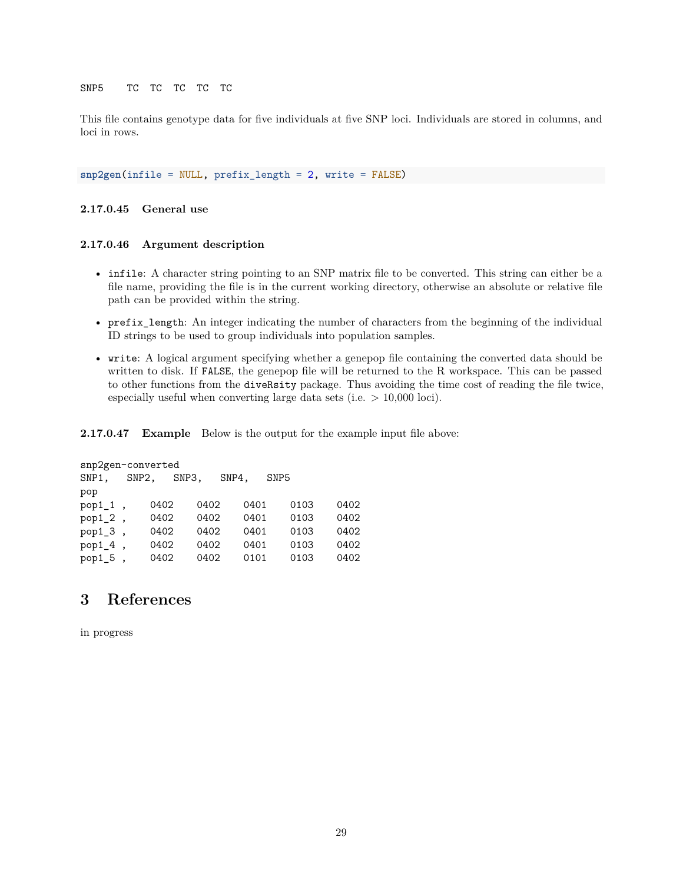```
SNP5    TC  TC  TC  TC  TC
```

This file contains genotype data for five individuals at five SNP loci. Individuals are stored in columns, and loci in rows.

```r
snp2gen(infile = NULL, prefix_length = 2, write = FALSE)
```

#### 2.17.0.45 General use

#### 2.17.0.46 Argument description

- `infile`: A character string pointing to an SNP matrix file to be converted. This string can either be a file name, providing the file is in the current working directory, otherwise an absolute or relative file path can be provided within the string.
- `prefix_length`: An integer indicating the number of characters from the beginning of the individual ID strings to be used to group individuals into population samples.
- `write`: A logical argument specifying whether a genepop file containing the converted data should be written to disk. If `FALSE`, the genepop file will be returned to the R workspace. This can be passed to other functions from the `diveRsity` package. Thus avoiding the time cost of reading the file twice, especially useful when converting large data sets (i.e. > 10,000 loci).

#### 2.17.0.47 Example

Below is the output for the example input file above:

```
snp2gen-converted
SNP1,   SNP2,   SNP3,   SNP4,   SNP5
pop
pop1_1 ,    0402    0402    0401    0103    0402
pop1_2 ,    0402    0402    0401    0103    0402
pop1_3 ,    0402    0402    0401    0103    0402
pop1_4 ,    0402    0402    0401    0103    0402
pop1_5 ,    0402    0402    0101    0103    0402
```

# 3 References

in progress